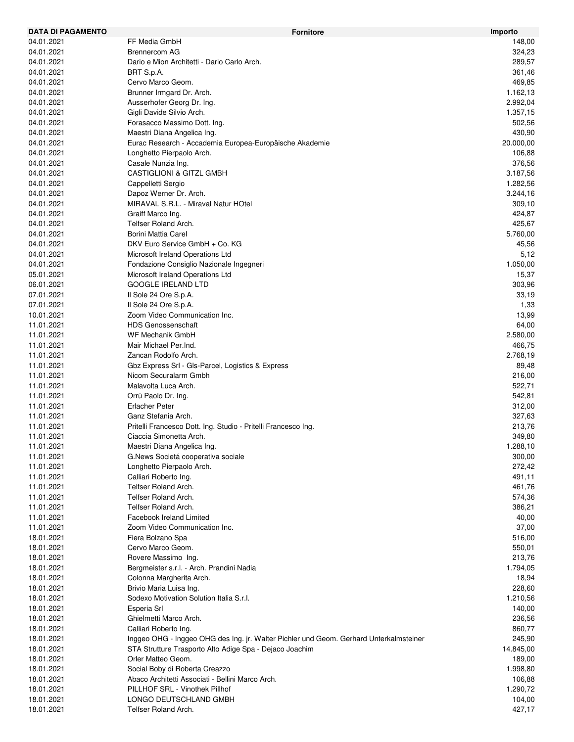| DATA DI PAGAMENTO | Fornitore | Importo |
|---|---|---|
| 04.01.2021 | FF Media GmbH | 148,00 |
| 04.01.2021 | Brennercom AG | 324,23 |
| 04.01.2021 | Dario e Mion Architetti - Dario Carlo Arch. | 289,57 |
| 04.01.2021 | BRT S.p.A. | 361,46 |
| 04.01.2021 | Cervo Marco Geom. | 469,85 |
| 04.01.2021 | Brunner Irmgard Dr. Arch. | 1.162,13 |
| 04.01.2021 | Ausserhofer Georg Dr. Ing. | 2.992,04 |
| 04.01.2021 | Gigli Davide Silvio Arch. | 1.357,15 |
| 04.01.2021 | Forasacco Massimo Dott. Ing. | 502,56 |
| 04.01.2021 | Maestri Diana Angelica Ing. | 430,90 |
| 04.01.2021 | Eurac Research - Accademia Europea-Europäische Akademie | 20.000,00 |
| 04.01.2021 | Longhetto Pierpaolo Arch. | 106,88 |
| 04.01.2021 | Casale Nunzia Ing. | 376,56 |
| 04.01.2021 | CASTIGLIONI & GITZL GMBH | 3.187,56 |
| 04.01.2021 | Cappelletti Sergio | 1.282,56 |
| 04.01.2021 | Dapoz Werner Dr. Arch. | 3.244,16 |
| 04.01.2021 | MIRAVAL S.R.L. - Miraval Natur HOtel | 309,10 |
| 04.01.2021 | Graiff Marco Ing. | 424,87 |
| 04.01.2021 | Telfser Roland Arch. | 425,67 |
| 04.01.2021 | Borini Mattia Carel | 5.760,00 |
| 04.01.2021 | DKV Euro Service GmbH + Co. KG | 45,56 |
| 04.01.2021 | Microsoft Ireland Operations Ltd | 5,12 |
| 04.01.2021 | Fondazione Consiglio Nazionale Ingegneri | 1.050,00 |
| 05.01.2021 | Microsoft Ireland Operations Ltd | 15,37 |
| 06.01.2021 | GOOGLE IRELAND LTD | 303,96 |
| 07.01.2021 | Il Sole 24 Ore S.p.A. | 33,19 |
| 07.01.2021 | Il Sole 24 Ore S.p.A. | 1,33 |
| 10.01.2021 | Zoom Video Communication Inc. | 13,99 |
| 11.01.2021 | HDS Genossenschaft | 64,00 |
| 11.01.2021 | WF Mechanik GmbH | 2.580,00 |
| 11.01.2021 | Mair Michael Per.Ind. | 466,75 |
| 11.01.2021 | Zancan Rodolfo Arch. | 2.768,19 |
| 11.01.2021 | Gbz Express Srl - Gls-Parcel, Logistics & Express | 89,48 |
| 11.01.2021 | Nicom Securalarm Gmbh | 216,00 |
| 11.01.2021 | Malavolta Luca Arch. | 522,71 |
| 11.01.2021 | Orrù Paolo Dr. Ing. | 542,81 |
| 11.01.2021 | Erlacher Peter | 312,00 |
| 11.01.2021 | Ganz Stefania Arch. | 327,63 |
| 11.01.2021 | Pritelli Francesco Dott. Ing. Studio - Pritelli Francesco Ing. | 213,76 |
| 11.01.2021 | Ciaccia Simonetta Arch. | 349,80 |
| 11.01.2021 | Maestri Diana Angelica Ing. | 1.288,10 |
| 11.01.2021 | G.News Societá cooperativa sociale | 300,00 |
| 11.01.2021 | Longhetto Pierpaolo Arch. | 272,42 |
| 11.01.2021 | Calliari Roberto Ing. | 491,11 |
| 11.01.2021 | Telfser Roland Arch. | 461,76 |
| 11.01.2021 | Telfser Roland Arch. | 574,36 |
| 11.01.2021 | Telfser Roland Arch. | 386,21 |
| 11.01.2021 | Facebook Ireland Limited | 40,00 |
| 11.01.2021 | Zoom Video Communication Inc. | 37,00 |
| 18.01.2021 | Fiera Bolzano Spa | 516,00 |
| 18.01.2021 | Cervo Marco Geom. | 550,01 |
| 18.01.2021 | Rovere Massimo Ing. | 213,76 |
| 18.01.2021 | Bergmeister s.r.l. - Arch. Prandini Nadia | 1.794,05 |
| 18.01.2021 | Colonna Margherita Arch. | 18,94 |
| 18.01.2021 | Brivio Maria Luisa Ing. | 228,60 |
| 18.01.2021 | Sodexo Motivation Solution Italia S.r.l. | 1.210,56 |
| 18.01.2021 | Esperia Srl | 140,00 |
| 18.01.2021 | Ghielmetti Marco Arch. | 236,56 |
| 18.01.2021 | Calliari Roberto Ing. | 860,77 |
| 18.01.2021 | Inggeo OHG - Inggeo OHG des Ing. jr. Walter Pichler und Geom. Gerhard Unterkalmsteiner | 245,90 |
| 18.01.2021 | STA Strutture Trasporto Alto Adige Spa - Dejaco Joachim | 14.845,00 |
| 18.01.2021 | Orler Matteo Geom. | 189,00 |
| 18.01.2021 | Social Boby di Roberta Creazzo | 1.998,80 |
| 18.01.2021 | Abaco Architetti Associati - Bellini Marco Arch. | 106,88 |
| 18.01.2021 | PILLHOF SRL - Vinothek Pillhof | 1.290,72 |
| 18.01.2021 | LONGO DEUTSCHLAND GMBH | 104,00 |
| 18.01.2021 | Telfser Roland Arch. | 427,17 |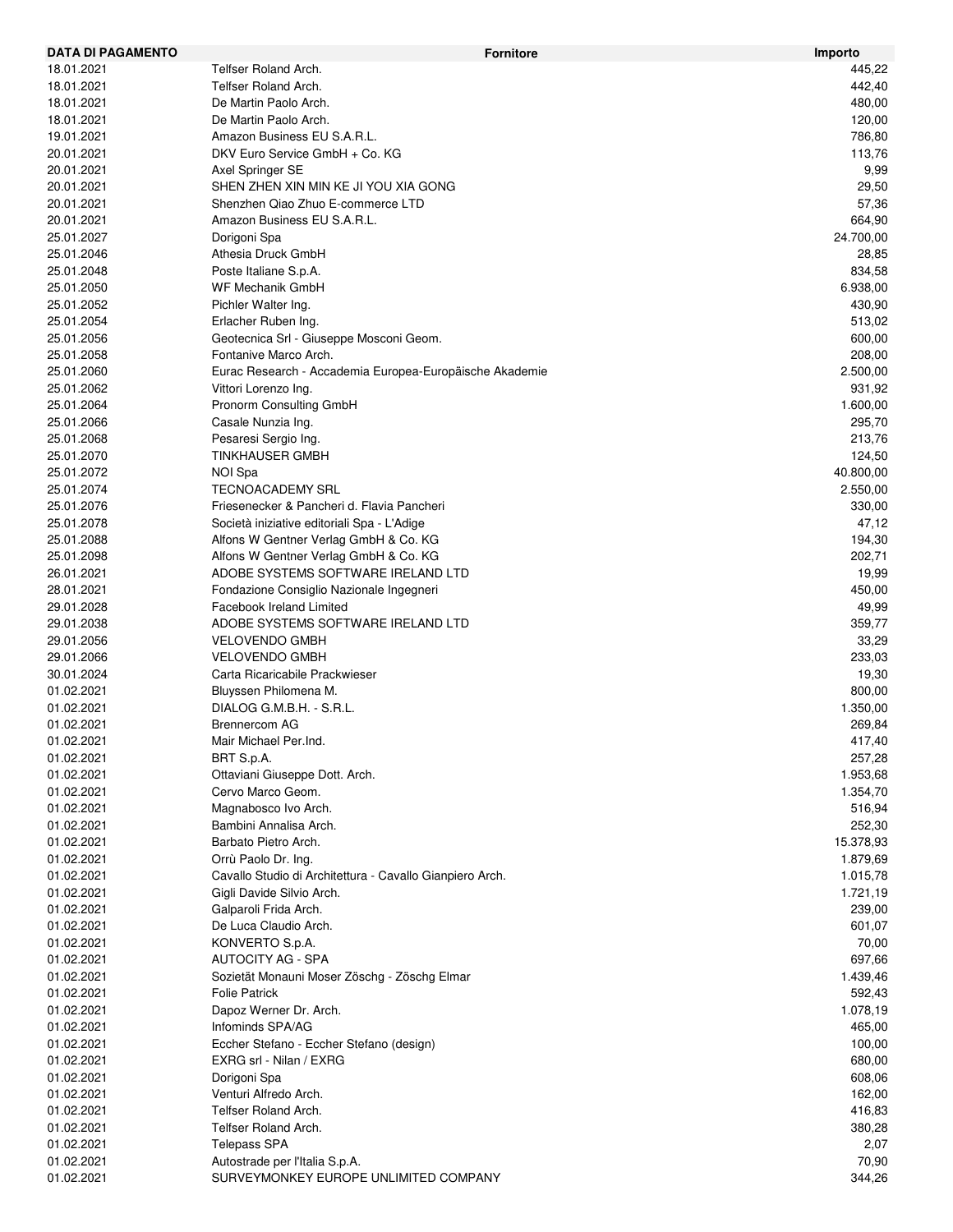| DATA DI PAGAMENTO | Fornitore | Importo |
|---|---|---|
| 18.01.2021 | Telfser Roland Arch. | 445,22 |
| 18.01.2021 | Telfser Roland Arch. | 442,40 |
| 18.01.2021 | De Martin Paolo Arch. | 480,00 |
| 18.01.2021 | De Martin Paolo Arch. | 120,00 |
| 19.01.2021 | Amazon Business EU S.A.R.L. | 786,80 |
| 20.01.2021 | DKV Euro Service GmbH + Co. KG | 113,76 |
| 20.01.2021 | Axel Springer SE | 9,99 |
| 20.01.2021 | SHEN ZHEN XIN MIN KE JI YOU XIA GONG | 29,50 |
| 20.01.2021 | Shenzhen Qiao Zhuo E-commerce LTD | 57,36 |
| 20.01.2021 | Amazon Business EU S.A.R.L. | 664,90 |
| 25.01.2027 | Dorigoni Spa | 24.700,00 |
| 25.01.2046 | Athesia Druck GmbH | 28,85 |
| 25.01.2048 | Poste Italiane S.p.A. | 834,58 |
| 25.01.2050 | WF Mechanik GmbH | 6.938,00 |
| 25.01.2052 | Pichler Walter Ing. | 430,90 |
| 25.01.2054 | Erlacher Ruben Ing. | 513,02 |
| 25.01.2056 | Geotecnica Srl - Giuseppe Mosconi Geom. | 600,00 |
| 25.01.2058 | Fontanive Marco Arch. | 208,00 |
| 25.01.2060 | Eurac Research - Accademia Europea-Europäische Akademie | 2.500,00 |
| 25.01.2062 | Vittori Lorenzo Ing. | 931,92 |
| 25.01.2064 | Pronorm Consulting GmbH | 1.600,00 |
| 25.01.2066 | Casale Nunzia Ing. | 295,70 |
| 25.01.2068 | Pesaresi Sergio Ing. | 213,76 |
| 25.01.2070 | TINKHAUSER GMBH | 124,50 |
| 25.01.2072 | NOI Spa | 40.800,00 |
| 25.01.2074 | TECNOACADEMY SRL | 2.550,00 |
| 25.01.2076 | Friesenecker & Pancheri d. Flavia Pancheri | 330,00 |
| 25.01.2078 | Società iniziative editoriali Spa - L'Adige | 47,12 |
| 25.01.2088 | Alfons W Gentner Verlag GmbH & Co. KG | 194,30 |
| 25.01.2098 | Alfons W Gentner Verlag GmbH & Co. KG | 202,71 |
| 26.01.2021 | ADOBE SYSTEMS SOFTWARE IRELAND LTD | 19,99 |
| 28.01.2021 | Fondazione Consiglio Nazionale Ingegneri | 450,00 |
| 29.01.2028 | Facebook Ireland Limited | 49,99 |
| 29.01.2038 | ADOBE SYSTEMS SOFTWARE IRELAND LTD | 359,77 |
| 29.01.2056 | VELOVENDO GMBH | 33,29 |
| 29.01.2066 | VELOVENDO GMBH | 233,03 |
| 30.01.2024 | Carta Ricaricabile Prackwieser | 19,30 |
| 01.02.2021 | Bluyssen Philomena M. | 800,00 |
| 01.02.2021 | DIALOG G.M.B.H. - S.R.L. | 1.350,00 |
| 01.02.2021 | Brennercom AG | 269,84 |
| 01.02.2021 | Mair Michael Per.Ind. | 417,40 |
| 01.02.2021 | BRT S.p.A. | 257,28 |
| 01.02.2021 | Ottaviani Giuseppe Dott. Arch. | 1.953,68 |
| 01.02.2021 | Cervo Marco Geom. | 1.354,70 |
| 01.02.2021 | Magnabosco Ivo Arch. | 516,94 |
| 01.02.2021 | Bambini Annalisa Arch. | 252,30 |
| 01.02.2021 | Barbato Pietro Arch. | 15.378,93 |
| 01.02.2021 | Orrù Paolo Dr. Ing. | 1.879,69 |
| 01.02.2021 | Cavallo Studio di Architettura - Cavallo Gianpiero Arch. | 1.015,78 |
| 01.02.2021 | Gigli Davide Silvio Arch. | 1.721,19 |
| 01.02.2021 | Galparoli Frida Arch. | 239,00 |
| 01.02.2021 | De Luca Claudio Arch. | 601,07 |
| 01.02.2021 | KONVERTO S.p.A. | 70,00 |
| 01.02.2021 | AUTOCITY AG - SPA | 697,66 |
| 01.02.2021 | Sozietät Monauni Moser Zöschg - Zöschg Elmar | 1.439,46 |
| 01.02.2021 | Folie Patrick | 592,43 |
| 01.02.2021 | Dapoz Werner Dr. Arch. | 1.078,19 |
| 01.02.2021 | Infominds SPA/AG | 465,00 |
| 01.02.2021 | Eccher Stefano - Eccher Stefano (design) | 100,00 |
| 01.02.2021 | EXRG srl - Nilan / EXRG | 680,00 |
| 01.02.2021 | Dorigoni Spa | 608,06 |
| 01.02.2021 | Venturi Alfredo Arch. | 162,00 |
| 01.02.2021 | Telfser Roland Arch. | 416,83 |
| 01.02.2021 | Telfser Roland Arch. | 380,28 |
| 01.02.2021 | Telepass SPA | 2,07 |
| 01.02.2021 | Autostrade per l'Italia S.p.A. | 70,90 |
| 01.02.2021 | SURVEYMONKEY EUROPE UNLIMITED COMPANY | 344,26 |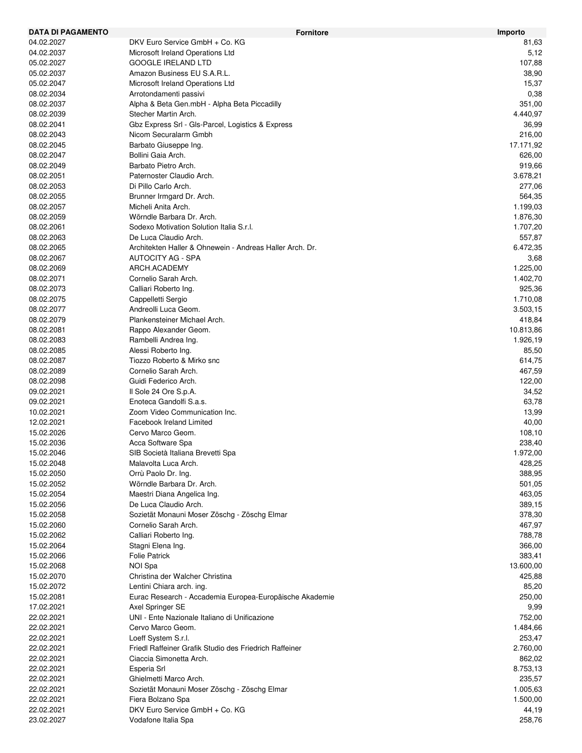| DATA DI PAGAMENTO | Fornitore | Importo |
|---|---|---|
| 04.02.2027 | DKV Euro Service GmbH + Co. KG | 81,63 |
| 04.02.2037 | Microsoft Ireland Operations Ltd | 5,12 |
| 05.02.2027 | GOOGLE IRELAND LTD | 107,88 |
| 05.02.2037 | Amazon Business EU S.A.R.L. | 38,90 |
| 05.02.2047 | Microsoft Ireland Operations Ltd | 15,37 |
| 08.02.2034 | Arrotondamenti passivi | 0,38 |
| 08.02.2037 | Alpha & Beta Gen.mbH - Alpha Beta Piccadilly | 351,00 |
| 08.02.2039 | Stecher Martin Arch. | 4.440,97 |
| 08.02.2041 | Gbz Express Srl - Gls-Parcel, Logistics & Express | 36,99 |
| 08.02.2043 | Nicom Securalarm Gmbh | 216,00 |
| 08.02.2045 | Barbato Giuseppe Ing. | 17.171,92 |
| 08.02.2047 | Bollini Gaia Arch. | 626,00 |
| 08.02.2049 | Barbato Pietro Arch. | 919,66 |
| 08.02.2051 | Paternoster Claudio Arch. | 3.678,21 |
| 08.02.2053 | Di Pillo Carlo Arch. | 277,06 |
| 08.02.2055 | Brunner Irmgard Dr. Arch. | 564,35 |
| 08.02.2057 | Micheli Anita Arch. | 1.199,03 |
| 08.02.2059 | Wörndle Barbara Dr. Arch. | 1.876,30 |
| 08.02.2061 | Sodexo Motivation Solution Italia S.r.l. | 1.707,20 |
| 08.02.2063 | De Luca Claudio Arch. | 557,87 |
| 08.02.2065 | Architekten Haller & Ohnewein - Andreas Haller Arch. Dr. | 6.472,35 |
| 08.02.2067 | AUTOCITY AG - SPA | 3,68 |
| 08.02.2069 | ARCH.ACADEMY | 1.225,00 |
| 08.02.2071 | Cornelio Sarah Arch. | 1.402,70 |
| 08.02.2073 | Calliari Roberto Ing. | 925,36 |
| 08.02.2075 | Cappelletti Sergio | 1.710,08 |
| 08.02.2077 | Andreolli Luca Geom. | 3.503,15 |
| 08.02.2079 | Plankensteiner Michael Arch. | 418,84 |
| 08.02.2081 | Rappo Alexander Geom. | 10.813,86 |
| 08.02.2083 | Rambelli Andrea Ing. | 1.926,19 |
| 08.02.2085 | Alessi Roberto Ing. | 85,50 |
| 08.02.2087 | Tiozzo Roberto & Mirko snc | 614,75 |
| 08.02.2089 | Cornelio Sarah Arch. | 467,59 |
| 08.02.2098 | Guidi Federico Arch. | 122,00 |
| 09.02.2021 | Il Sole 24 Ore S.p.A. | 34,52 |
| 09.02.2021 | Enoteca Gandolfi S.a.s. | 63,78 |
| 10.02.2021 | Zoom Video Communication Inc. | 13,99 |
| 12.02.2021 | Facebook Ireland Limited | 40,00 |
| 15.02.2026 | Cervo Marco Geom. | 108,10 |
| 15.02.2036 | Acca Software Spa | 238,40 |
| 15.02.2046 | SIB Società Italiana Brevetti Spa | 1.972,00 |
| 15.02.2048 | Malavolta Luca Arch. | 428,25 |
| 15.02.2050 | Orrù Paolo Dr. Ing. | 388,95 |
| 15.02.2052 | Wörndle Barbara Dr. Arch. | 501,05 |
| 15.02.2054 | Maestri Diana Angelica Ing. | 463,05 |
| 15.02.2056 | De Luca Claudio Arch. | 389,15 |
| 15.02.2058 | Sozietät Monauni Moser Zöschg - Zöschg Elmar | 378,30 |
| 15.02.2060 | Cornelio Sarah Arch. | 467,97 |
| 15.02.2062 | Calliari Roberto Ing. | 788,78 |
| 15.02.2064 | Stagni Elena Ing. | 366,00 |
| 15.02.2066 | Folie Patrick | 383,41 |
| 15.02.2068 | NOI Spa | 13.600,00 |
| 15.02.2070 | Christina der Walcher Christina | 425,88 |
| 15.02.2072 | Lentini Chiara arch. ing. | 85,20 |
| 15.02.2081 | Eurac Research - Accademia Europea-Europäische Akademie | 250,00 |
| 17.02.2021 | Axel Springer SE | 9,99 |
| 22.02.2021 | UNI - Ente Nazionale Italiano di Unificazione | 752,00 |
| 22.02.2021 | Cervo Marco Geom. | 1.484,66 |
| 22.02.2021 | Loeff System S.r.l. | 253,47 |
| 22.02.2021 | Friedl Raffeiner Grafik Studio des Friedrich Raffeiner | 2.760,00 |
| 22.02.2021 | Ciaccia Simonetta Arch. | 862,02 |
| 22.02.2021 | Esperia Srl | 8.753,13 |
| 22.02.2021 | Ghielmetti Marco Arch. | 235,57 |
| 22.02.2021 | Sozietät Monauni Moser Zöschg - Zöschg Elmar | 1.005,63 |
| 22.02.2021 | Fiera Bolzano Spa | 1.500,00 |
| 22.02.2021 | DKV Euro Service GmbH + Co. KG | 44,19 |
| 23.02.2027 | Vodafone Italia Spa | 258,76 |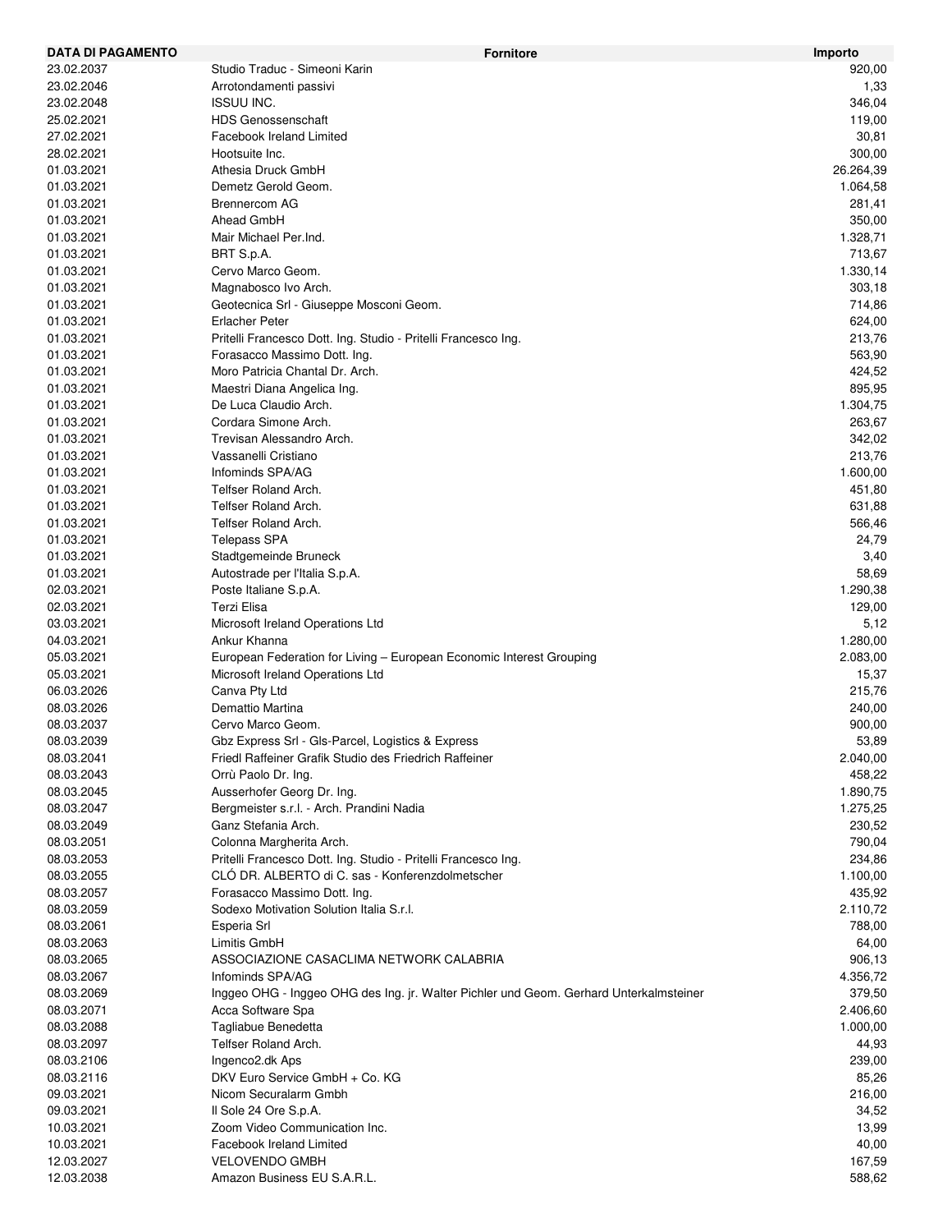| DATA DI PAGAMENTO | Fornitore | Importo |
|---|---|---|
| 23.02.2037 | Studio Traduc - Simeoni Karin | 920,00 |
| 23.02.2046 | Arrotondamenti passivi | 1,33 |
| 23.02.2048 | ISSUU INC. | 346,04 |
| 25.02.2021 | HDS Genossenschaft | 119,00 |
| 27.02.2021 | Facebook Ireland Limited | 30,81 |
| 28.02.2021 | Hootsuite Inc. | 300,00 |
| 01.03.2021 | Athesia Druck GmbH | 26.264,39 |
| 01.03.2021 | Demetz Gerold Geom. | 1.064,58 |
| 01.03.2021 | Brennercom AG | 281,41 |
| 01.03.2021 | Ahead GmbH | 350,00 |
| 01.03.2021 | Mair Michael Per.Ind. | 1.328,71 |
| 01.03.2021 | BRT S.p.A. | 713,67 |
| 01.03.2021 | Cervo Marco Geom. | 1.330,14 |
| 01.03.2021 | Magnabosco Ivo Arch. | 303,18 |
| 01.03.2021 | Geotecnica Srl - Giuseppe Mosconi Geom. | 714,86 |
| 01.03.2021 | Erlacher Peter | 624,00 |
| 01.03.2021 | Pritelli Francesco Dott. Ing. Studio - Pritelli Francesco Ing. | 213,76 |
| 01.03.2021 | Forasacco Massimo Dott. Ing. | 563,90 |
| 01.03.2021 | Moro Patricia Chantal Dr. Arch. | 424,52 |
| 01.03.2021 | Maestri Diana Angelica Ing. | 895,95 |
| 01.03.2021 | De Luca Claudio Arch. | 1.304,75 |
| 01.03.2021 | Cordara Simone Arch. | 263,67 |
| 01.03.2021 | Trevisan Alessandro Arch. | 342,02 |
| 01.03.2021 | Vassanelli Cristiano | 213,76 |
| 01.03.2021 | Infominds SPA/AG | 1.600,00 |
| 01.03.2021 | Telfser Roland Arch. | 451,80 |
| 01.03.2021 | Telfser Roland Arch. | 631,88 |
| 01.03.2021 | Telfser Roland Arch. | 566,46 |
| 01.03.2021 | Telepass SPA | 24,79 |
| 01.03.2021 | Stadtgemeinde Bruneck | 3,40 |
| 01.03.2021 | Autostrade per l'Italia S.p.A. | 58,69 |
| 02.03.2021 | Poste Italiane S.p.A. | 1.290,38 |
| 02.03.2021 | Terzi Elisa | 129,00 |
| 03.03.2021 | Microsoft Ireland Operations Ltd | 5,12 |
| 04.03.2021 | Ankur Khanna | 1.280,00 |
| 05.03.2021 | European Federation for Living – European Economic Interest Grouping | 2.083,00 |
| 05.03.2021 | Microsoft Ireland Operations Ltd | 15,37 |
| 06.03.2026 | Canva Pty Ltd | 215,76 |
| 08.03.2026 | Demattio Martina | 240,00 |
| 08.03.2037 | Cervo Marco Geom. | 900,00 |
| 08.03.2039 | Gbz Express Srl - Gls-Parcel, Logistics & Express | 53,89 |
| 08.03.2041 | Friedl Raffeiner Grafik Studio des Friedrich Raffeiner | 2.040,00 |
| 08.03.2043 | Orrù Paolo Dr. Ing. | 458,22 |
| 08.03.2045 | Ausserhofer Georg Dr. Ing. | 1.890,75 |
| 08.03.2047 | Bergmeister s.r.l. - Arch. Prandini Nadia | 1.275,25 |
| 08.03.2049 | Ganz Stefania Arch. | 230,52 |
| 08.03.2051 | Colonna Margherita Arch. | 790,04 |
| 08.03.2053 | Pritelli Francesco Dott. Ing. Studio - Pritelli Francesco Ing. | 234,86 |
| 08.03.2055 | CLÓ DR. ALBERTO di C. sas - Konferenzdolmetscher | 1.100,00 |
| 08.03.2057 | Forasacco Massimo Dott. Ing. | 435,92 |
| 08.03.2059 | Sodexo Motivation Solution Italia S.r.l. | 2.110,72 |
| 08.03.2061 | Esperia Srl | 788,00 |
| 08.03.2063 | Limitis GmbH | 64,00 |
| 08.03.2065 | ASSOCIAZIONE CASACLIMA NETWORK CALABRIA | 906,13 |
| 08.03.2067 | Infominds SPA/AG | 4.356,72 |
| 08.03.2069 | Inggeo OHG - Inggeo OHG des Ing. jr. Walter Pichler und Geom. Gerhard Unterkalmsteiner | 379,50 |
| 08.03.2071 | Acca Software Spa | 2.406,60 |
| 08.03.2088 | Tagliabue Benedetta | 1.000,00 |
| 08.03.2097 | Telfser Roland Arch. | 44,93 |
| 08.03.2106 | Ingenco2.dk Aps | 239,00 |
| 08.03.2116 | DKV Euro Service GmbH + Co. KG | 85,26 |
| 09.03.2021 | Nicom Securalarm Gmbh | 216,00 |
| 09.03.2021 | Il Sole 24 Ore S.p.A. | 34,52 |
| 10.03.2021 | Zoom Video Communication Inc. | 13,99 |
| 10.03.2021 | Facebook Ireland Limited | 40,00 |
| 12.03.2027 | VELOVENDO GMBH | 167,59 |
| 12.03.2038 | Amazon Business EU S.A.R.L. | 588,62 |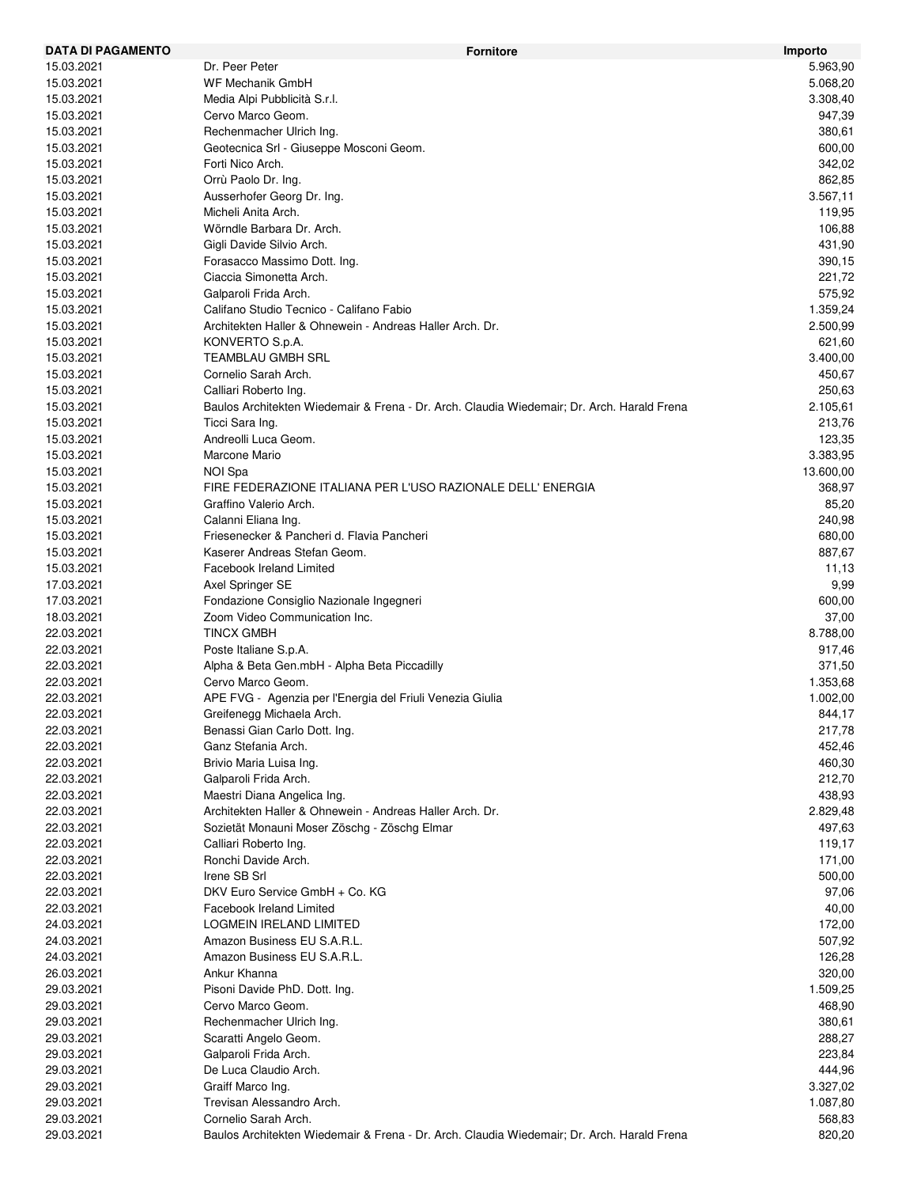| DATA DI PAGAMENTO | Fornitore | Importo |
|---|---|---|
| 15.03.2021 | Dr. Peer Peter | 5.963,90 |
| 15.03.2021 | WF Mechanik GmbH | 5.068,20 |
| 15.03.2021 | Media Alpi Pubblicità S.r.l. | 3.308,40 |
| 15.03.2021 | Cervo Marco Geom. | 947,39 |
| 15.03.2021 | Rechenmacher Ulrich Ing. | 380,61 |
| 15.03.2021 | Geotecnica Srl - Giuseppe Mosconi Geom. | 600,00 |
| 15.03.2021 | Forti Nico Arch. | 342,02 |
| 15.03.2021 | Orrù Paolo Dr. Ing. | 862,85 |
| 15.03.2021 | Ausserhofer Georg Dr. Ing. | 3.567,11 |
| 15.03.2021 | Micheli Anita Arch. | 119,95 |
| 15.03.2021 | Wörndle Barbara Dr. Arch. | 106,88 |
| 15.03.2021 | Gigli Davide Silvio Arch. | 431,90 |
| 15.03.2021 | Forasacco Massimo Dott. Ing. | 390,15 |
| 15.03.2021 | Ciaccia Simonetta Arch. | 221,72 |
| 15.03.2021 | Galparoli Frida Arch. | 575,92 |
| 15.03.2021 | Califano Studio Tecnico - Califano Fabio | 1.359,24 |
| 15.03.2021 | Architekten Haller & Ohnewein - Andreas Haller Arch. Dr. | 2.500,99 |
| 15.03.2021 | KONVERTO S.p.A. | 621,60 |
| 15.03.2021 | TEAMBLAU GMBH SRL | 3.400,00 |
| 15.03.2021 | Cornelio Sarah Arch. | 450,67 |
| 15.03.2021 | Calliari Roberto Ing. | 250,63 |
| 15.03.2021 | Baulos Architekten Wiedemair & Frena - Dr. Arch. Claudia Wiedemair; Dr. Arch. Harald Frena | 2.105,61 |
| 15.03.2021 | Ticci Sara Ing. | 213,76 |
| 15.03.2021 | Andreolli Luca Geom. | 123,35 |
| 15.03.2021 | Marcone Mario | 3.383,95 |
| 15.03.2021 | NOI Spa | 13.600,00 |
| 15.03.2021 | FIRE FEDERAZIONE ITALIANA PER L'USO RAZIONALE DELL' ENERGIA | 368,97 |
| 15.03.2021 | Graffino Valerio Arch. | 85,20 |
| 15.03.2021 | Calanni Eliana Ing. | 240,98 |
| 15.03.2021 | Friesenecker & Pancheri d. Flavia Pancheri | 680,00 |
| 15.03.2021 | Kaserer Andreas Stefan Geom. | 887,67 |
| 15.03.2021 | Facebook Ireland Limited | 11,13 |
| 17.03.2021 | Axel Springer SE | 9,99 |
| 17.03.2021 | Fondazione Consiglio Nazionale Ingegneri | 600,00 |
| 18.03.2021 | Zoom Video Communication Inc. | 37,00 |
| 22.03.2021 | TINCX GMBH | 8.788,00 |
| 22.03.2021 | Poste Italiane S.p.A. | 917,46 |
| 22.03.2021 | Alpha & Beta Gen.mbH - Alpha Beta Piccadilly | 371,50 |
| 22.03.2021 | Cervo Marco Geom. | 1.353,68 |
| 22.03.2021 | APE FVG - Agenzia per l'Energia del Friuli Venezia Giulia | 1.002,00 |
| 22.03.2021 | Greifenegg Michaela Arch. | 844,17 |
| 22.03.2021 | Benassi Gian Carlo Dott. Ing. | 217,78 |
| 22.03.2021 | Ganz Stefania Arch. | 452,46 |
| 22.03.2021 | Brivio Maria Luisa Ing. | 460,30 |
| 22.03.2021 | Galparoli Frida Arch. | 212,70 |
| 22.03.2021 | Maestri Diana Angelica Ing. | 438,93 |
| 22.03.2021 | Architekten Haller & Ohnewein - Andreas Haller Arch. Dr. | 2.829,48 |
| 22.03.2021 | Sozietät Monauni Moser Zöschg - Zöschg Elmar | 497,63 |
| 22.03.2021 | Calliari Roberto Ing. | 119,17 |
| 22.03.2021 | Ronchi Davide Arch. | 171,00 |
| 22.03.2021 | Irene SB Srl | 500,00 |
| 22.03.2021 | DKV Euro Service GmbH + Co. KG | 97,06 |
| 22.03.2021 | Facebook Ireland Limited | 40,00 |
| 24.03.2021 | LOGMEIN IRELAND LIMITED | 172,00 |
| 24.03.2021 | Amazon Business EU S.A.R.L. | 507,92 |
| 24.03.2021 | Amazon Business EU S.A.R.L. | 126,28 |
| 26.03.2021 | Ankur Khanna | 320,00 |
| 29.03.2021 | Pisoni Davide PhD. Dott. Ing. | 1.509,25 |
| 29.03.2021 | Cervo Marco Geom. | 468,90 |
| 29.03.2021 | Rechenmacher Ulrich Ing. | 380,61 |
| 29.03.2021 | Scaratti Angelo Geom. | 288,27 |
| 29.03.2021 | Galparoli Frida Arch. | 223,84 |
| 29.03.2021 | De Luca Claudio Arch. | 444,96 |
| 29.03.2021 | Graiff Marco Ing. | 3.327,02 |
| 29.03.2021 | Trevisan Alessandro Arch. | 1.087,80 |
| 29.03.2021 | Cornelio Sarah Arch. | 568,83 |
| 29.03.2021 | Baulos Architekten Wiedemair & Frena - Dr. Arch. Claudia Wiedemair; Dr. Arch. Harald Frena | 820,20 |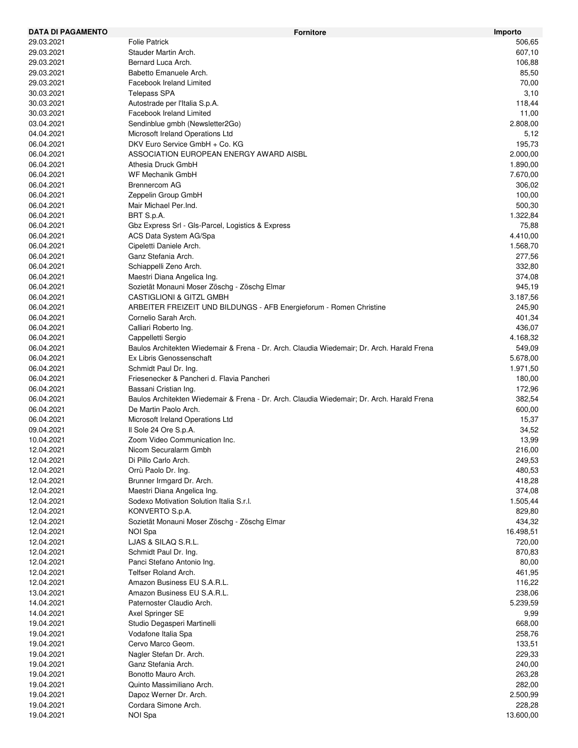| DATA DI PAGAMENTO | Fornitore | Importo |
|---|---|---|
| 29.03.2021 | Folie Patrick | 506,65 |
| 29.03.2021 | Stauder Martin Arch. | 607,10 |
| 29.03.2021 | Bernard Luca Arch. | 106,88 |
| 29.03.2021 | Babetto Emanuele Arch. | 85,50 |
| 29.03.2021 | Facebook Ireland Limited | 70,00 |
| 30.03.2021 | Telepass SPA | 3,10 |
| 30.03.2021 | Autostrade per l'Italia S.p.A. | 118,44 |
| 30.03.2021 | Facebook Ireland Limited | 11,00 |
| 03.04.2021 | Sendinblue gmbh (Newsletter2Go) | 2.808,00 |
| 04.04.2021 | Microsoft Ireland Operations Ltd | 5,12 |
| 06.04.2021 | DKV Euro Service GmbH + Co. KG | 195,73 |
| 06.04.2021 | ASSOCIATION EUROPEAN ENERGY AWARD AISBL | 2.000,00 |
| 06.04.2021 | Athesia Druck GmbH | 1.890,00 |
| 06.04.2021 | WF Mechanik GmbH | 7.670,00 |
| 06.04.2021 | Brennercom AG | 306,02 |
| 06.04.2021 | Zeppelin Group GmbH | 100,00 |
| 06.04.2021 | Mair Michael Per.Ind. | 500,30 |
| 06.04.2021 | BRT S.p.A. | 1.322,84 |
| 06.04.2021 | Gbz Express Srl - Gls-Parcel, Logistics & Express | 75,88 |
| 06.04.2021 | ACS Data System AG/Spa | 4.410,00 |
| 06.04.2021 | Cipeletti Daniele Arch. | 1.568,70 |
| 06.04.2021 | Ganz Stefania Arch. | 277,56 |
| 06.04.2021 | Schiappelli Zeno Arch. | 332,80 |
| 06.04.2021 | Maestri Diana Angelica Ing. | 374,08 |
| 06.04.2021 | Sozietät Monauni Moser Zöschg - Zöschg Elmar | 945,19 |
| 06.04.2021 | CASTIGLIONI & GITZL GMBH | 3.187,56 |
| 06.04.2021 | ARBEITER FREIZEIT UND BILDUNGS - AFB Energieforum - Romen Christine | 245,90 |
| 06.04.2021 | Cornelio Sarah Arch. | 401,34 |
| 06.04.2021 | Calliari Roberto Ing. | 436,07 |
| 06.04.2021 | Cappelletti Sergio | 4.168,32 |
| 06.04.2021 | Baulos Architekten Wiedemair & Frena - Dr. Arch. Claudia Wiedemair; Dr. Arch. Harald Frena | 549,09 |
| 06.04.2021 | Ex Libris Genossenschaft | 5.678,00 |
| 06.04.2021 | Schmidt Paul Dr. Ing. | 1.971,50 |
| 06.04.2021 | Friesenecker & Pancheri d. Flavia Pancheri | 180,00 |
| 06.04.2021 | Bassani Cristian Ing. | 172,96 |
| 06.04.2021 | Baulos Architekten Wiedemair & Frena - Dr. Arch. Claudia Wiedemair; Dr. Arch. Harald Frena | 382,54 |
| 06.04.2021 | De Martin Paolo Arch. | 600,00 |
| 06.04.2021 | Microsoft Ireland Operations Ltd | 15,37 |
| 09.04.2021 | Il Sole 24 Ore S.p.A. | 34,52 |
| 10.04.2021 | Zoom Video Communication Inc. | 13,99 |
| 12.04.2021 | Nicom Securalarm Gmbh | 216,00 |
| 12.04.2021 | Di Pillo Carlo Arch. | 249,53 |
| 12.04.2021 | Orrù Paolo Dr. Ing. | 480,53 |
| 12.04.2021 | Brunner Irmgard Dr. Arch. | 418,28 |
| 12.04.2021 | Maestri Diana Angelica Ing. | 374,08 |
| 12.04.2021 | Sodexo Motivation Solution Italia S.r.l. | 1.505,44 |
| 12.04.2021 | KONVERTO S.p.A. | 829,80 |
| 12.04.2021 | Sozietät Monauni Moser Zöschg - Zöschg Elmar | 434,32 |
| 12.04.2021 | NOI Spa | 16.498,51 |
| 12.04.2021 | LJAS & SILAQ S.R.L. | 720,00 |
| 12.04.2021 | Schmidt Paul Dr. Ing. | 870,83 |
| 12.04.2021 | Panci Stefano Antonio Ing. | 80,00 |
| 12.04.2021 | Telfser Roland Arch. | 461,95 |
| 12.04.2021 | Amazon Business EU S.A.R.L. | 116,22 |
| 13.04.2021 | Amazon Business EU S.A.R.L. | 238,06 |
| 14.04.2021 | Paternoster Claudio Arch. | 5.239,59 |
| 14.04.2021 | Axel Springer SE | 9,99 |
| 19.04.2021 | Studio Degasperi Martinelli | 668,00 |
| 19.04.2021 | Vodafone Italia Spa | 258,76 |
| 19.04.2021 | Cervo Marco Geom. | 133,51 |
| 19.04.2021 | Nagler Stefan Dr. Arch. | 229,33 |
| 19.04.2021 | Ganz Stefania Arch. | 240,00 |
| 19.04.2021 | Bonotto Mauro Arch. | 263,28 |
| 19.04.2021 | Quinto Massimiliano Arch. | 282,00 |
| 19.04.2021 | Dapoz Werner Dr. Arch. | 2.500,99 |
| 19.04.2021 | Cordara Simone Arch. | 228,28 |
| 19.04.2021 | NOI Spa | 13.600,00 |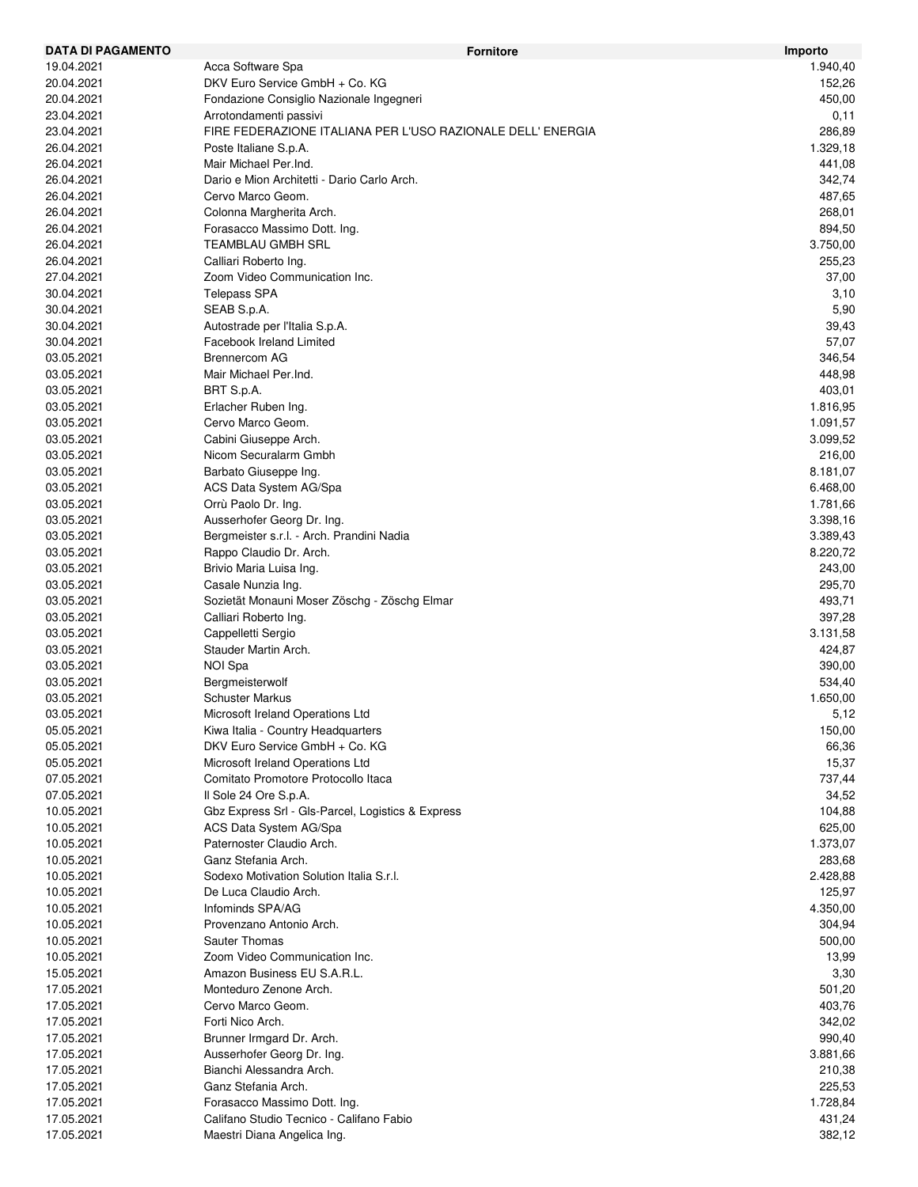| DATA DI PAGAMENTO | Fornitore | Importo |
|---|---|---|
| 19.04.2021 | Acca Software Spa | 1.940,40 |
| 20.04.2021 | DKV Euro Service GmbH + Co. KG | 152,26 |
| 20.04.2021 | Fondazione Consiglio Nazionale Ingegneri | 450,00 |
| 23.04.2021 | Arrotondamenti passivi | 0,11 |
| 23.04.2021 | FIRE FEDERAZIONE ITALIANA PER L'USO RAZIONALE DELL' ENERGIA | 286,89 |
| 26.04.2021 | Poste Italiane S.p.A. | 1.329,18 |
| 26.04.2021 | Mair Michael Per.Ind. | 441,08 |
| 26.04.2021 | Dario e Mion Architetti - Dario Carlo Arch. | 342,74 |
| 26.04.2021 | Cervo Marco Geom. | 487,65 |
| 26.04.2021 | Colonna Margherita Arch. | 268,01 |
| 26.04.2021 | Forasacco Massimo Dott. Ing. | 894,50 |
| 26.04.2021 | TEAMBLAU GMBH SRL | 3.750,00 |
| 26.04.2021 | Calliari Roberto Ing. | 255,23 |
| 27.04.2021 | Zoom Video Communication Inc. | 37,00 |
| 30.04.2021 | Telepass SPA | 3,10 |
| 30.04.2021 | SEAB S.p.A. | 5,90 |
| 30.04.2021 | Autostrade per l'Italia S.p.A. | 39,43 |
| 30.04.2021 | Facebook Ireland Limited | 57,07 |
| 03.05.2021 | Brennercom AG | 346,54 |
| 03.05.2021 | Mair Michael Per.Ind. | 448,98 |
| 03.05.2021 | BRT S.p.A. | 403,01 |
| 03.05.2021 | Erlacher Ruben Ing. | 1.816,95 |
| 03.05.2021 | Cervo Marco Geom. | 1.091,57 |
| 03.05.2021 | Cabini Giuseppe Arch. | 3.099,52 |
| 03.05.2021 | Nicom Securalarm Gmbh | 216,00 |
| 03.05.2021 | Barbato Giuseppe Ing. | 8.181,07 |
| 03.05.2021 | ACS Data System AG/Spa | 6.468,00 |
| 03.05.2021 | Orrù Paolo Dr. Ing. | 1.781,66 |
| 03.05.2021 | Ausserhofer Georg Dr. Ing. | 3.398,16 |
| 03.05.2021 | Bergmeister s.r.l. - Arch. Prandini Nadia | 3.389,43 |
| 03.05.2021 | Rappo Claudio Dr. Arch. | 8.220,72 |
| 03.05.2021 | Brivio Maria Luisa Ing. | 243,00 |
| 03.05.2021 | Casale Nunzia Ing. | 295,70 |
| 03.05.2021 | Sozietät Monauni Moser Zöschg - Zöschg Elmar | 493,71 |
| 03.05.2021 | Calliari Roberto Ing. | 397,28 |
| 03.05.2021 | Cappelletti Sergio | 3.131,58 |
| 03.05.2021 | Stauder Martin Arch. | 424,87 |
| 03.05.2021 | NOI Spa | 390,00 |
| 03.05.2021 | Bergmeisterwolf | 534,40 |
| 03.05.2021 | Schuster Markus | 1.650,00 |
| 03.05.2021 | Microsoft Ireland Operations Ltd | 5,12 |
| 05.05.2021 | Kiwa Italia - Country Headquarters | 150,00 |
| 05.05.2021 | DKV Euro Service GmbH + Co. KG | 66,36 |
| 05.05.2021 | Microsoft Ireland Operations Ltd | 15,37 |
| 07.05.2021 | Comitato Promotore Protocollo Itaca | 737,44 |
| 07.05.2021 | Il Sole 24 Ore S.p.A. | 34,52 |
| 10.05.2021 | Gbz Express Srl - Gls-Parcel, Logistics & Express | 104,88 |
| 10.05.2021 | ACS Data System AG/Spa | 625,00 |
| 10.05.2021 | Paternoster Claudio Arch. | 1.373,07 |
| 10.05.2021 | Ganz Stefania Arch. | 283,68 |
| 10.05.2021 | Sodexo Motivation Solution Italia S.r.l. | 2.428,88 |
| 10.05.2021 | De Luca Claudio Arch. | 125,97 |
| 10.05.2021 | Infominds SPA/AG | 4.350,00 |
| 10.05.2021 | Provenzano Antonio Arch. | 304,94 |
| 10.05.2021 | Sauter Thomas | 500,00 |
| 10.05.2021 | Zoom Video Communication Inc. | 13,99 |
| 15.05.2021 | Amazon Business EU S.A.R.L. | 3,30 |
| 17.05.2021 | Monteduro Zenone Arch. | 501,20 |
| 17.05.2021 | Cervo Marco Geom. | 403,76 |
| 17.05.2021 | Forti Nico Arch. | 342,02 |
| 17.05.2021 | Brunner Irmgard Dr. Arch. | 990,40 |
| 17.05.2021 | Ausserhofer Georg Dr. Ing. | 3.881,66 |
| 17.05.2021 | Bianchi Alessandra Arch. | 210,38 |
| 17.05.2021 | Ganz Stefania Arch. | 225,53 |
| 17.05.2021 | Forasacco Massimo Dott. Ing. | 1.728,84 |
| 17.05.2021 | Califano Studio Tecnico - Califano Fabio | 431,24 |
| 17.05.2021 | Maestri Diana Angelica Ing. | 382,12 |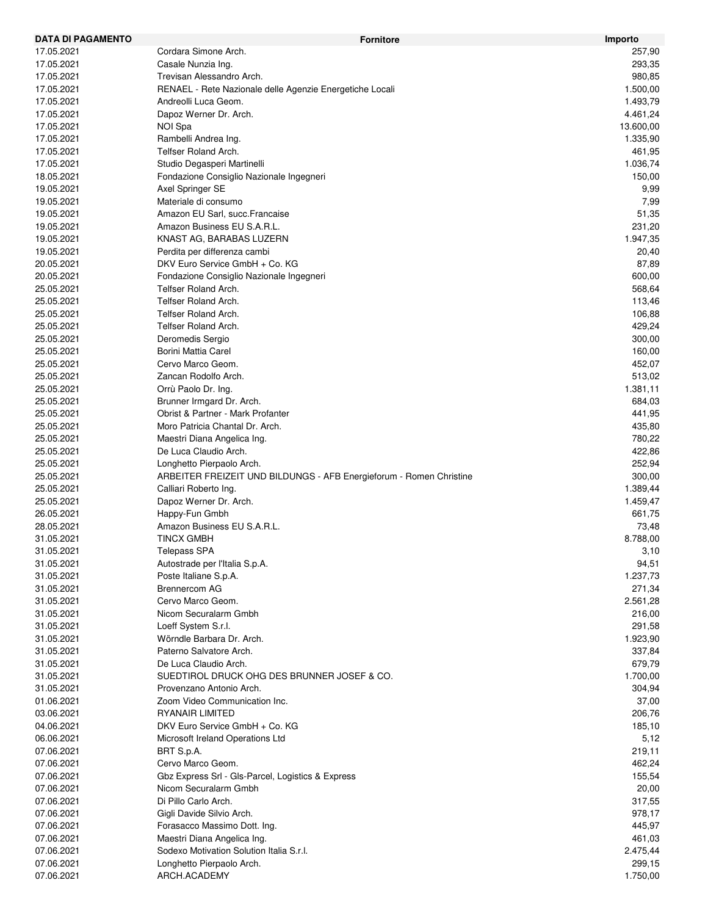| DATA DI PAGAMENTO | Fornitore | Importo |
|---|---|---|
| 17.05.2021 | Cordara Simone Arch. | 257,90 |
| 17.05.2021 | Casale Nunzia Ing. | 293,35 |
| 17.05.2021 | Trevisan Alessandro Arch. | 980,85 |
| 17.05.2021 | RENAEL - Rete Nazionale delle Agenzie Energetiche Locali | 1.500,00 |
| 17.05.2021 | Andreolli Luca Geom. | 1.493,79 |
| 17.05.2021 | Dapoz Werner Dr. Arch. | 4.461,24 |
| 17.05.2021 | NOI Spa | 13.600,00 |
| 17.05.2021 | Rambelli Andrea Ing. | 1.335,90 |
| 17.05.2021 | Telfser Roland Arch. | 461,95 |
| 17.05.2021 | Studio Degasperi Martinelli | 1.036,74 |
| 18.05.2021 | Fondazione Consiglio Nazionale Ingegneri | 150,00 |
| 19.05.2021 | Axel Springer SE | 9,99 |
| 19.05.2021 | Materiale di consumo | 7,99 |
| 19.05.2021 | Amazon EU Sarl, succ.Francaise | 51,35 |
| 19.05.2021 | Amazon Business EU S.A.R.L. | 231,20 |
| 19.05.2021 | KNAST AG, BARABAS LUZERN | 1.947,35 |
| 19.05.2021 | Perdita per differenza cambi | 20,40 |
| 20.05.2021 | DKV Euro Service GmbH + Co. KG | 87,89 |
| 20.05.2021 | Fondazione Consiglio Nazionale Ingegneri | 600,00 |
| 25.05.2021 | Telfser Roland Arch. | 568,64 |
| 25.05.2021 | Telfser Roland Arch. | 113,46 |
| 25.05.2021 | Telfser Roland Arch. | 106,88 |
| 25.05.2021 | Telfser Roland Arch. | 429,24 |
| 25.05.2021 | Deromedis Sergio | 300,00 |
| 25.05.2021 | Borini Mattia Carel | 160,00 |
| 25.05.2021 | Cervo Marco Geom. | 452,07 |
| 25.05.2021 | Zancan Rodolfo Arch. | 513,02 |
| 25.05.2021 | Orrù Paolo Dr. Ing. | 1.381,11 |
| 25.05.2021 | Brunner Irmgard Dr. Arch. | 684,03 |
| 25.05.2021 | Obrist & Partner - Mark Profanter | 441,95 |
| 25.05.2021 | Moro Patricia Chantal Dr. Arch. | 435,80 |
| 25.05.2021 | Maestri Diana Angelica Ing. | 780,22 |
| 25.05.2021 | De Luca Claudio Arch. | 422,86 |
| 25.05.2021 | Longhetto Pierpaolo Arch. | 252,94 |
| 25.05.2021 | ARBEITER FREIZEIT UND BILDUNGS - AFB Energieforum - Romen Christine | 300,00 |
| 25.05.2021 | Calliari Roberto Ing. | 1.389,44 |
| 25.05.2021 | Dapoz Werner Dr. Arch. | 1.459,47 |
| 26.05.2021 | Happy-Fun Gmbh | 661,75 |
| 28.05.2021 | Amazon Business EU S.A.R.L. | 73,48 |
| 31.05.2021 | TINCX GMBH | 8.788,00 |
| 31.05.2021 | Telepass SPA | 3,10 |
| 31.05.2021 | Autostrade per l'Italia S.p.A. | 94,51 |
| 31.05.2021 | Poste Italiane S.p.A. | 1.237,73 |
| 31.05.2021 | Brennercom AG | 271,34 |
| 31.05.2021 | Cervo Marco Geom. | 2.561,28 |
| 31.05.2021 | Nicom Securalarm Gmbh | 216,00 |
| 31.05.2021 | Loeff System S.r.l. | 291,58 |
| 31.05.2021 | Wörndle Barbara Dr. Arch. | 1.923,90 |
| 31.05.2021 | Paterno Salvatore Arch. | 337,84 |
| 31.05.2021 | De Luca Claudio Arch. | 679,79 |
| 31.05.2021 | SUEDTIROL DRUCK OHG DES BRUNNER JOSEF & CO. | 1.700,00 |
| 31.05.2021 | Provenzano Antonio Arch. | 304,94 |
| 01.06.2021 | Zoom Video Communication Inc. | 37,00 |
| 03.06.2021 | RYANAIR LIMITED | 206,76 |
| 04.06.2021 | DKV Euro Service GmbH + Co. KG | 185,10 |
| 06.06.2021 | Microsoft Ireland Operations Ltd | 5,12 |
| 07.06.2021 | BRT S.p.A. | 219,11 |
| 07.06.2021 | Cervo Marco Geom. | 462,24 |
| 07.06.2021 | Gbz Express Srl - Gls-Parcel, Logistics & Express | 155,54 |
| 07.06.2021 | Nicom Securalarm Gmbh | 20,00 |
| 07.06.2021 | Di Pillo Carlo Arch. | 317,55 |
| 07.06.2021 | Gigli Davide Silvio Arch. | 978,17 |
| 07.06.2021 | Forasacco Massimo Dott. Ing. | 445,97 |
| 07.06.2021 | Maestri Diana Angelica Ing. | 461,03 |
| 07.06.2021 | Sodexo Motivation Solution Italia S.r.l. | 2.475,44 |
| 07.06.2021 | Longhetto Pierpaolo Arch. | 299,15 |
| 07.06.2021 | ARCH.ACADEMY | 1.750,00 |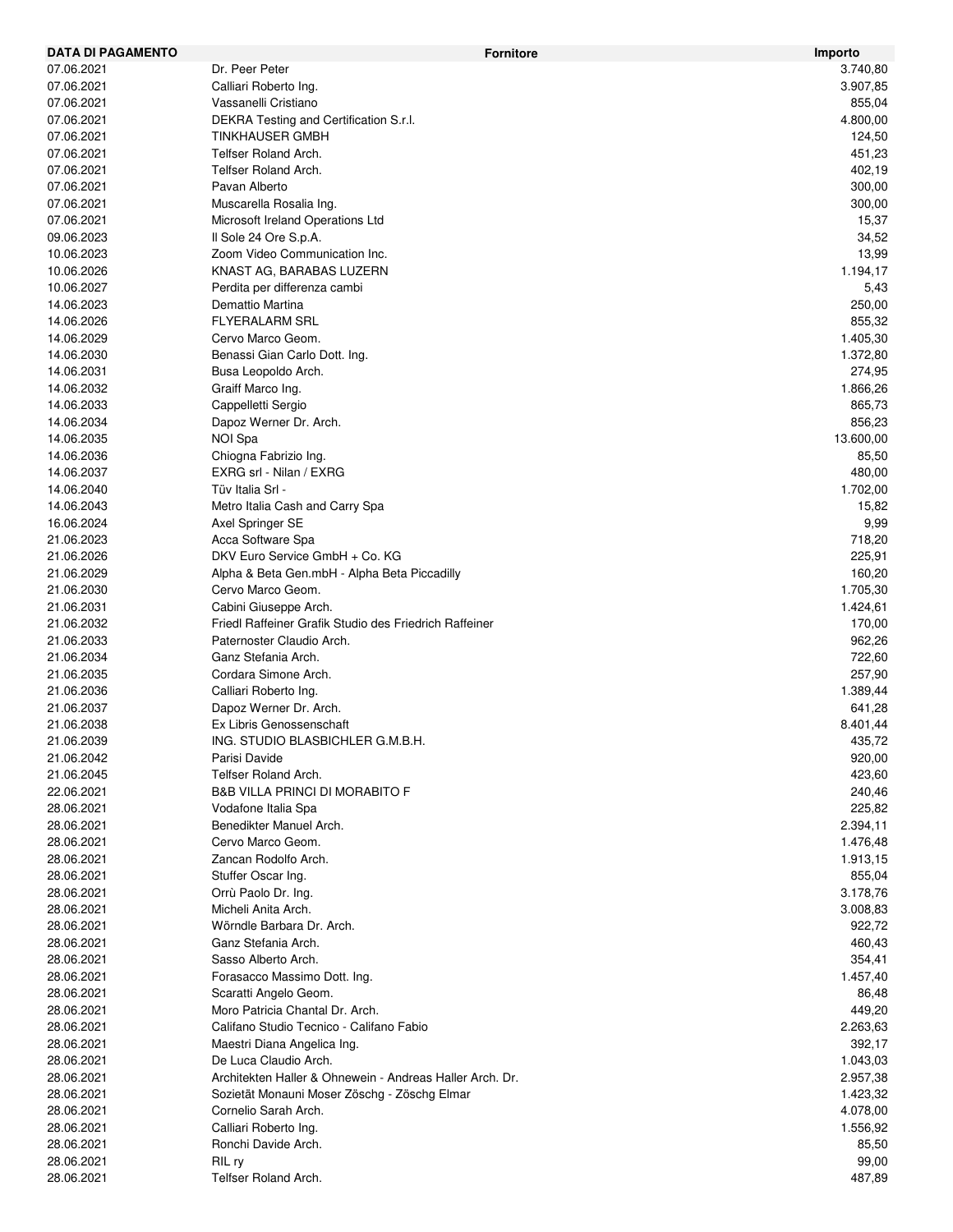| DATA DI PAGAMENTO | Fornitore | Importo |
|---|---|---|
| 07.06.2021 | Dr. Peer Peter | 3.740,80 |
| 07.06.2021 | Calliari Roberto Ing. | 3.907,85 |
| 07.06.2021 | Vassanelli Cristiano | 855,04 |
| 07.06.2021 | DEKRA Testing and Certification S.r.l. | 4.800,00 |
| 07.06.2021 | TINKHAUSER GMBH | 124,50 |
| 07.06.2021 | Telfser Roland Arch. | 451,23 |
| 07.06.2021 | Telfser Roland Arch. | 402,19 |
| 07.06.2021 | Pavan Alberto | 300,00 |
| 07.06.2021 | Muscarella Rosalia Ing. | 300,00 |
| 07.06.2021 | Microsoft Ireland Operations Ltd | 15,37 |
| 09.06.2023 | Il Sole 24 Ore S.p.A. | 34,52 |
| 10.06.2023 | Zoom Video Communication Inc. | 13,99 |
| 10.06.2026 | KNAST AG, BARABAS LUZERN | 1.194,17 |
| 10.06.2027 | Perdita per differenza cambi | 5,43 |
| 14.06.2023 | Demattio Martina | 250,00 |
| 14.06.2026 | FLYERALARM SRL | 855,32 |
| 14.06.2029 | Cervo Marco Geom. | 1.405,30 |
| 14.06.2030 | Benassi Gian Carlo Dott. Ing. | 1.372,80 |
| 14.06.2031 | Busa Leopoldo Arch. | 274,95 |
| 14.06.2032 | Graiff Marco Ing. | 1.866,26 |
| 14.06.2033 | Cappelletti Sergio | 865,73 |
| 14.06.2034 | Dapoz Werner Dr. Arch. | 856,23 |
| 14.06.2035 | NOI Spa | 13.600,00 |
| 14.06.2036 | Chiogna Fabrizio Ing. | 85,50 |
| 14.06.2037 | EXRG srl - Nilan / EXRG | 480,00 |
| 14.06.2040 | Tüv Italia Srl - | 1.702,00 |
| 14.06.2043 | Metro Italia Cash and Carry Spa | 15,82 |
| 16.06.2024 | Axel Springer SE | 9,99 |
| 21.06.2023 | Acca Software Spa | 718,20 |
| 21.06.2026 | DKV Euro Service GmbH + Co. KG | 225,91 |
| 21.06.2029 | Alpha & Beta Gen.mbH - Alpha Beta Piccadilly | 160,20 |
| 21.06.2030 | Cervo Marco Geom. | 1.705,30 |
| 21.06.2031 | Cabini Giuseppe Arch. | 1.424,61 |
| 21.06.2032 | Friedl Raffeiner Grafik Studio des Friedrich Raffeiner | 170,00 |
| 21.06.2033 | Paternoster Claudio Arch. | 962,26 |
| 21.06.2034 | Ganz Stefania Arch. | 722,60 |
| 21.06.2035 | Cordara Simone Arch. | 257,90 |
| 21.06.2036 | Calliari Roberto Ing. | 1.389,44 |
| 21.06.2037 | Dapoz Werner Dr. Arch. | 641,28 |
| 21.06.2038 | Ex Libris Genossenschaft | 8.401,44 |
| 21.06.2039 | ING. STUDIO BLASBICHLER G.M.B.H. | 435,72 |
| 21.06.2042 | Parisi Davide | 920,00 |
| 21.06.2045 | Telfser Roland Arch. | 423,60 |
| 22.06.2021 | B&B VILLA PRINCI DI MORABITO F | 240,46 |
| 28.06.2021 | Vodafone Italia Spa | 225,82 |
| 28.06.2021 | Benedikter Manuel Arch. | 2.394,11 |
| 28.06.2021 | Cervo Marco Geom. | 1.476,48 |
| 28.06.2021 | Zancan Rodolfo Arch. | 1.913,15 |
| 28.06.2021 | Stuffer Oscar Ing. | 855,04 |
| 28.06.2021 | Orrù Paolo Dr. Ing. | 3.178,76 |
| 28.06.2021 | Micheli Anita Arch. | 3.008,83 |
| 28.06.2021 | Wörndle Barbara Dr. Arch. | 922,72 |
| 28.06.2021 | Ganz Stefania Arch. | 460,43 |
| 28.06.2021 | Sasso Alberto Arch. | 354,41 |
| 28.06.2021 | Forasacco Massimo Dott. Ing. | 1.457,40 |
| 28.06.2021 | Scaratti Angelo Geom. | 86,48 |
| 28.06.2021 | Moro Patricia Chantal Dr. Arch. | 449,20 |
| 28.06.2021 | Califano Studio Tecnico - Califano Fabio | 2.263,63 |
| 28.06.2021 | Maestri Diana Angelica Ing. | 392,17 |
| 28.06.2021 | De Luca Claudio Arch. | 1.043,03 |
| 28.06.2021 | Architekten Haller & Ohnewein - Andreas Haller Arch. Dr. | 2.957,38 |
| 28.06.2021 | Sozietät Monauni Moser Zöschg - Zöschg Elmar | 1.423,32 |
| 28.06.2021 | Cornelio Sarah Arch. | 4.078,00 |
| 28.06.2021 | Calliari Roberto Ing. | 1.556,92 |
| 28.06.2021 | Ronchi Davide Arch. | 85,50 |
| 28.06.2021 | RIL ry | 99,00 |
| 28.06.2021 | Telfser Roland Arch. | 487,89 |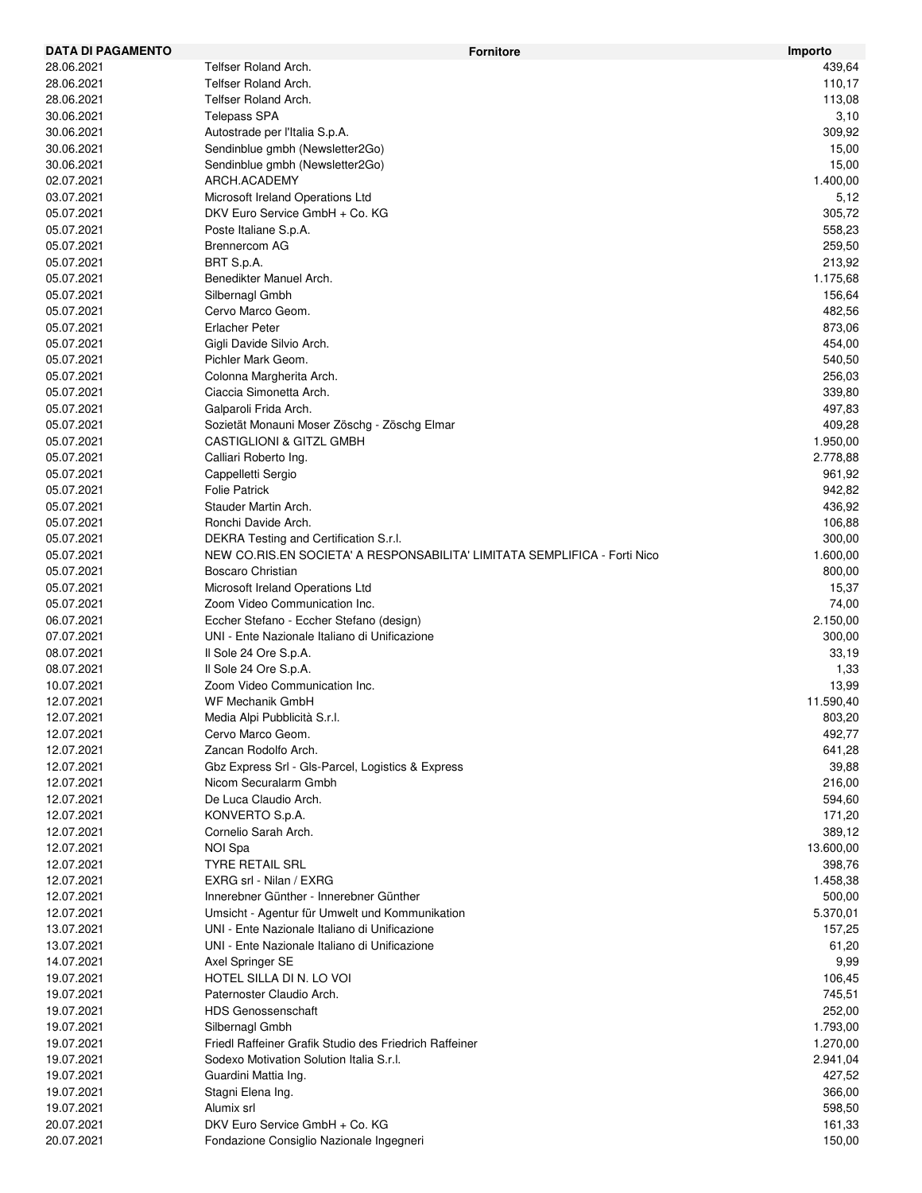| DATA DI PAGAMENTO | Fornitore | Importo |
|---|---|---|
| 28.06.2021 | Telfser Roland Arch. | 439,64 |
| 28.06.2021 | Telfser Roland Arch. | 110,17 |
| 28.06.2021 | Telfser Roland Arch. | 113,08 |
| 30.06.2021 | Telepass SPA | 3,10 |
| 30.06.2021 | Autostrade per l'Italia S.p.A. | 309,92 |
| 30.06.2021 | Sendinblue gmbh (Newsletter2Go) | 15,00 |
| 30.06.2021 | Sendinblue gmbh (Newsletter2Go) | 15,00 |
| 02.07.2021 | ARCH.ACADEMY | 1.400,00 |
| 03.07.2021 | Microsoft Ireland Operations Ltd | 5,12 |
| 05.07.2021 | DKV Euro Service GmbH + Co. KG | 305,72 |
| 05.07.2021 | Poste Italiane S.p.A. | 558,23 |
| 05.07.2021 | Brennercom AG | 259,50 |
| 05.07.2021 | BRT S.p.A. | 213,92 |
| 05.07.2021 | Benedikter Manuel Arch. | 1.175,68 |
| 05.07.2021 | Silbernagl Gmbh | 156,64 |
| 05.07.2021 | Cervo Marco Geom. | 482,56 |
| 05.07.2021 | Erlacher Peter | 873,06 |
| 05.07.2021 | Gigli Davide Silvio Arch. | 454,00 |
| 05.07.2021 | Pichler Mark Geom. | 540,50 |
| 05.07.2021 | Colonna Margherita Arch. | 256,03 |
| 05.07.2021 | Ciaccia Simonetta Arch. | 339,80 |
| 05.07.2021 | Galparoli Frida Arch. | 497,83 |
| 05.07.2021 | Sozietät Monauni Moser Zöschg - Zöschg Elmar | 409,28 |
| 05.07.2021 | CASTIGLIONI & GITZL GMBH | 1.950,00 |
| 05.07.2021 | Calliari Roberto Ing. | 2.778,88 |
| 05.07.2021 | Cappelletti Sergio | 961,92 |
| 05.07.2021 | Folie Patrick | 942,82 |
| 05.07.2021 | Stauder Martin Arch. | 436,92 |
| 05.07.2021 | Ronchi Davide Arch. | 106,88 |
| 05.07.2021 | DEKRA Testing and Certification S.r.l. | 300,00 |
| 05.07.2021 | NEW CO.RIS.EN SOCIETA' A RESPONSABILITA' LIMITATA SEMPLIFICA - Forti Nico | 1.600,00 |
| 05.07.2021 | Boscaro Christian | 800,00 |
| 05.07.2021 | Microsoft Ireland Operations Ltd | 15,37 |
| 05.07.2021 | Zoom Video Communication Inc. | 74,00 |
| 06.07.2021 | Eccher Stefano - Eccher Stefano (design) | 2.150,00 |
| 07.07.2021 | UNI - Ente Nazionale Italiano di Unificazione | 300,00 |
| 08.07.2021 | Il Sole 24 Ore S.p.A. | 33,19 |
| 08.07.2021 | Il Sole 24 Ore S.p.A. | 1,33 |
| 10.07.2021 | Zoom Video Communication Inc. | 13,99 |
| 12.07.2021 | WF Mechanik GmbH | 11.590,40 |
| 12.07.2021 | Media Alpi Pubblicità S.r.l. | 803,20 |
| 12.07.2021 | Cervo Marco Geom. | 492,77 |
| 12.07.2021 | Zancan Rodolfo Arch. | 641,28 |
| 12.07.2021 | Gbz Express Srl - Gls-Parcel, Logistics & Express | 39,88 |
| 12.07.2021 | Nicom Securalarm Gmbh | 216,00 |
| 12.07.2021 | De Luca Claudio Arch. | 594,60 |
| 12.07.2021 | KONVERTO S.p.A. | 171,20 |
| 12.07.2021 | Cornelio Sarah Arch. | 389,12 |
| 12.07.2021 | NOI Spa | 13.600,00 |
| 12.07.2021 | TYRE RETAIL SRL | 398,76 |
| 12.07.2021 | EXRG srl - Nilan / EXRG | 1.458,38 |
| 12.07.2021 | Innerebner Günther - Innerebner Günther | 500,00 |
| 12.07.2021 | Umsicht - Agentur für Umwelt und Kommunikation | 5.370,01 |
| 13.07.2021 | UNI - Ente Nazionale Italiano di Unificazione | 157,25 |
| 13.07.2021 | UNI - Ente Nazionale Italiano di Unificazione | 61,20 |
| 14.07.2021 | Axel Springer SE | 9,99 |
| 19.07.2021 | HOTEL SILLA DI N. LO VOI | 106,45 |
| 19.07.2021 | Paternoster Claudio Arch. | 745,51 |
| 19.07.2021 | HDS Genossenschaft | 252,00 |
| 19.07.2021 | Silbernagl Gmbh | 1.793,00 |
| 19.07.2021 | Friedl Raffeiner Grafik Studio des Friedrich Raffeiner | 1.270,00 |
| 19.07.2021 | Sodexo Motivation Solution Italia S.r.l. | 2.941,04 |
| 19.07.2021 | Guardini Mattia Ing. | 427,52 |
| 19.07.2021 | Stagni Elena Ing. | 366,00 |
| 19.07.2021 | Alumix srl | 598,50 |
| 20.07.2021 | DKV Euro Service GmbH + Co. KG | 161,33 |
| 20.07.2021 | Fondazione Consiglio Nazionale Ingegneri | 150,00 |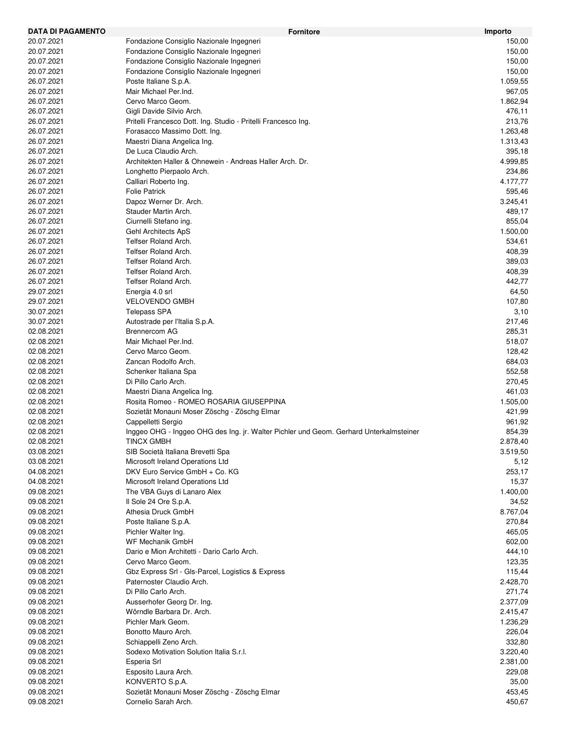| DATA DI PAGAMENTO | Fornitore | Importo |
| --- | --- | --- |
| 20.07.2021 | Fondazione Consiglio Nazionale Ingegneri | 150,00 |
| 20.07.2021 | Fondazione Consiglio Nazionale Ingegneri | 150,00 |
| 20.07.2021 | Fondazione Consiglio Nazionale Ingegneri | 150,00 |
| 20.07.2021 | Fondazione Consiglio Nazionale Ingegneri | 150,00 |
| 26.07.2021 | Poste Italiane S.p.A. | 1.059,55 |
| 26.07.2021 | Mair Michael Per.Ind. | 967,05 |
| 26.07.2021 | Cervo Marco Geom. | 1.862,94 |
| 26.07.2021 | Gigli Davide Silvio Arch. | 476,11 |
| 26.07.2021 | Pritelli Francesco Dott. Ing. Studio - Pritelli Francesco Ing. | 213,76 |
| 26.07.2021 | Forasacco Massimo Dott. Ing. | 1.263,48 |
| 26.07.2021 | Maestri Diana Angelica Ing. | 1.313,43 |
| 26.07.2021 | De Luca Claudio Arch. | 395,18 |
| 26.07.2021 | Architekten Haller & Ohnewein - Andreas Haller Arch. Dr. | 4.999,85 |
| 26.07.2021 | Longhetto Pierpaolo Arch. | 234,86 |
| 26.07.2021 | Calliari Roberto Ing. | 4.177,77 |
| 26.07.2021 | Folie Patrick | 595,46 |
| 26.07.2021 | Dapoz Werner Dr. Arch. | 3.245,41 |
| 26.07.2021 | Stauder Martin Arch. | 489,17 |
| 26.07.2021 | Ciurnelli Stefano ing. | 855,04 |
| 26.07.2021 | Gehl Architects ApS | 1.500,00 |
| 26.07.2021 | Telfser Roland Arch. | 534,61 |
| 26.07.2021 | Telfser Roland Arch. | 408,39 |
| 26.07.2021 | Telfser Roland Arch. | 389,03 |
| 26.07.2021 | Telfser Roland Arch. | 408,39 |
| 26.07.2021 | Telfser Roland Arch. | 442,77 |
| 29.07.2021 | Energia 4.0 srl | 64,50 |
| 29.07.2021 | VELOVENDO GMBH | 107,80 |
| 30.07.2021 | Telepass SPA | 3,10 |
| 30.07.2021 | Autostrade per l'Italia S.p.A. | 217,46 |
| 02.08.2021 | Brennercom AG | 285,31 |
| 02.08.2021 | Mair Michael Per.Ind. | 518,07 |
| 02.08.2021 | Cervo Marco Geom. | 128,42 |
| 02.08.2021 | Zancan Rodolfo Arch. | 684,03 |
| 02.08.2021 | Schenker Italiana Spa | 552,58 |
| 02.08.2021 | Di Pillo Carlo Arch. | 270,45 |
| 02.08.2021 | Maestri Diana Angelica Ing. | 461,03 |
| 02.08.2021 | Rosita Romeo - ROMEO ROSARIA GIUSEPPINA | 1.505,00 |
| 02.08.2021 | Sozietät Monauni Moser Zöschg - Zöschg Elmar | 421,99 |
| 02.08.2021 | Cappelletti Sergio | 961,92 |
| 02.08.2021 | Inggeo OHG - Inggeo OHG des Ing. jr. Walter Pichler und Geom. Gerhard Unterkalmsteiner | 854,39 |
| 02.08.2021 | TINCX GMBH | 2.878,40 |
| 03.08.2021 | SIB Società Italiana Brevetti Spa | 3.519,50 |
| 03.08.2021 | Microsoft Ireland Operations Ltd | 5,12 |
| 04.08.2021 | DKV Euro Service GmbH + Co. KG | 253,17 |
| 04.08.2021 | Microsoft Ireland Operations Ltd | 15,37 |
| 09.08.2021 | The VBA Guys di Lanaro Alex | 1.400,00 |
| 09.08.2021 | Il Sole 24 Ore S.p.A. | 34,52 |
| 09.08.2021 | Athesia Druck GmbH | 8.767,04 |
| 09.08.2021 | Poste Italiane S.p.A. | 270,84 |
| 09.08.2021 | Pichler Walter Ing. | 465,05 |
| 09.08.2021 | WF Mechanik GmbH | 602,00 |
| 09.08.2021 | Dario e Mion Architetti - Dario Carlo Arch. | 444,10 |
| 09.08.2021 | Cervo Marco Geom. | 123,35 |
| 09.08.2021 | Gbz Express Srl - Gls-Parcel, Logistics & Express | 115,44 |
| 09.08.2021 | Paternoster Claudio Arch. | 2.428,70 |
| 09.08.2021 | Di Pillo Carlo Arch. | 271,74 |
| 09.08.2021 | Ausserhofer Georg Dr. Ing. | 2.377,09 |
| 09.08.2021 | Wörndle Barbara Dr. Arch. | 2.415,47 |
| 09.08.2021 | Pichler Mark Geom. | 1.236,29 |
| 09.08.2021 | Bonotto Mauro Arch. | 226,04 |
| 09.08.2021 | Schiappelli Zeno Arch. | 332,80 |
| 09.08.2021 | Sodexo Motivation Solution Italia S.r.l. | 3.220,40 |
| 09.08.2021 | Esperia Srl | 2.381,00 |
| 09.08.2021 | Esposito Laura Arch. | 229,08 |
| 09.08.2021 | KONVERTO S.p.A. | 35,00 |
| 09.08.2021 | Sozietät Monauni Moser Zöschg - Zöschg Elmar | 453,45 |
| 09.08.2021 | Cornelio Sarah Arch. | 450,67 |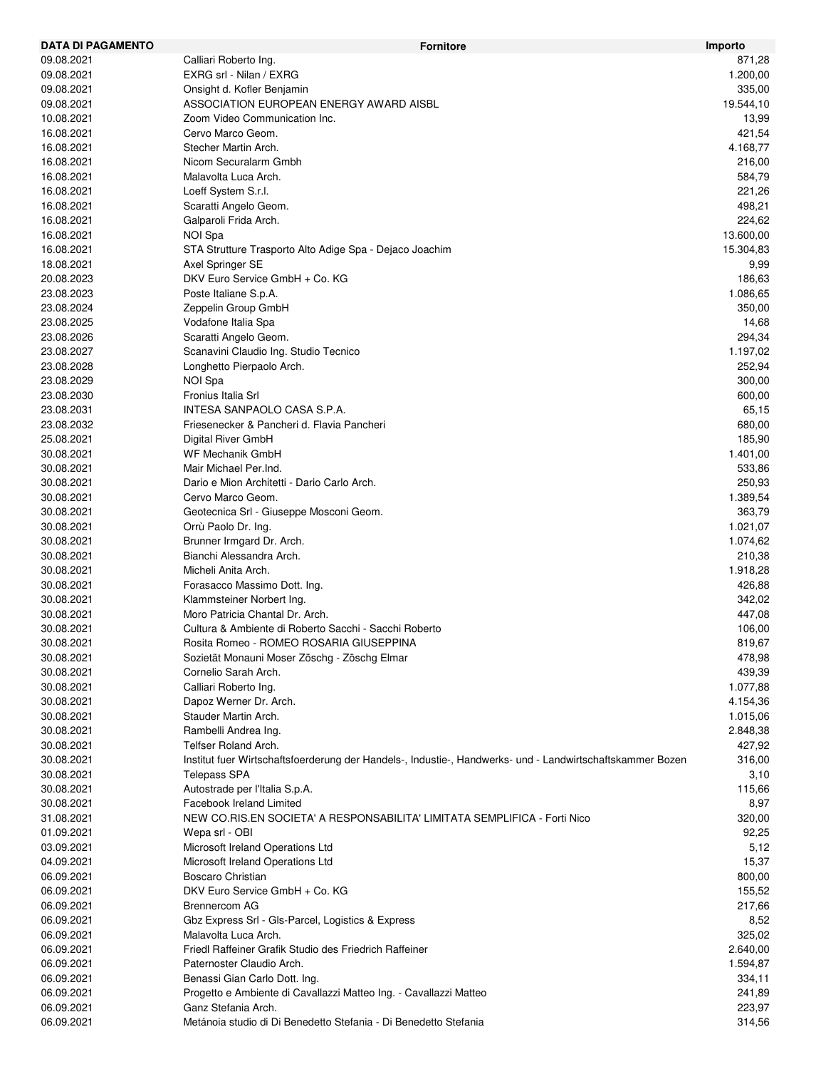| DATA DI PAGAMENTO | Fornitore | Importo |
|---|---|---|
| 09.08.2021 | Calliari Roberto Ing. | 871,28 |
| 09.08.2021 | EXRG srl - Nilan / EXRG | 1.200,00 |
| 09.08.2021 | Onsight d. Kofler Benjamin | 335,00 |
| 09.08.2021 | ASSOCIATION EUROPEAN ENERGY AWARD AISBL | 19.544,10 |
| 10.08.2021 | Zoom Video Communication Inc. | 13,99 |
| 16.08.2021 | Cervo Marco Geom. | 421,54 |
| 16.08.2021 | Stecher Martin Arch. | 4.168,77 |
| 16.08.2021 | Nicom Securalarm Gmbh | 216,00 |
| 16.08.2021 | Malavolta Luca Arch. | 584,79 |
| 16.08.2021 | Loeff System S.r.l. | 221,26 |
| 16.08.2021 | Scaratti Angelo Geom. | 498,21 |
| 16.08.2021 | Galparoli Frida Arch. | 224,62 |
| 16.08.2021 | NOI Spa | 13.600,00 |
| 16.08.2021 | STA Strutture Trasporto Alto Adige Spa - Dejaco Joachim | 15.304,83 |
| 18.08.2021 | Axel Springer SE | 9,99 |
| 20.08.2023 | DKV Euro Service GmbH + Co. KG | 186,63 |
| 23.08.2023 | Poste Italiane S.p.A. | 1.086,65 |
| 23.08.2024 | Zeppelin Group GmbH | 350,00 |
| 23.08.2025 | Vodafone Italia Spa | 14,68 |
| 23.08.2026 | Scaratti Angelo Geom. | 294,34 |
| 23.08.2027 | Scanavini Claudio Ing. Studio Tecnico | 1.197,02 |
| 23.08.2028 | Longhetto Pierpaolo Arch. | 252,94 |
| 23.08.2029 | NOI Spa | 300,00 |
| 23.08.2030 | Fronius Italia Srl | 600,00 |
| 23.08.2031 | INTESA SANPAOLO CASA S.P.A. | 65,15 |
| 23.08.2032 | Friesenecker & Pancheri d. Flavia Pancheri | 680,00 |
| 25.08.2021 | Digital River GmbH | 185,90 |
| 30.08.2021 | WF Mechanik GmbH | 1.401,00 |
| 30.08.2021 | Mair Michael Per.Ind. | 533,86 |
| 30.08.2021 | Dario e Mion Architetti - Dario Carlo Arch. | 250,93 |
| 30.08.2021 | Cervo Marco Geom. | 1.389,54 |
| 30.08.2021 | Geotecnica Srl - Giuseppe Mosconi Geom. | 363,79 |
| 30.08.2021 | Orrù Paolo Dr. Ing. | 1.021,07 |
| 30.08.2021 | Brunner Irmgard Dr. Arch. | 1.074,62 |
| 30.08.2021 | Bianchi Alessandra Arch. | 210,38 |
| 30.08.2021 | Micheli Anita Arch. | 1.918,28 |
| 30.08.2021 | Forasacco Massimo Dott. Ing. | 426,88 |
| 30.08.2021 | Klammsteiner Norbert Ing. | 342,02 |
| 30.08.2021 | Moro Patricia Chantal Dr. Arch. | 447,08 |
| 30.08.2021 | Cultura & Ambiente di Roberto Sacchi - Sacchi Roberto | 106,00 |
| 30.08.2021 | Rosita Romeo - ROMEO ROSARIA GIUSEPPINA | 819,67 |
| 30.08.2021 | Sozietät Monauni Moser Zöschg - Zöschg Elmar | 478,98 |
| 30.08.2021 | Cornelio Sarah Arch. | 439,39 |
| 30.08.2021 | Calliari Roberto Ing. | 1.077,88 |
| 30.08.2021 | Dapoz Werner Dr. Arch. | 4.154,36 |
| 30.08.2021 | Stauder Martin Arch. | 1.015,06 |
| 30.08.2021 | Rambelli Andrea Ing. | 2.848,38 |
| 30.08.2021 | Telfser Roland Arch. | 427,92 |
| 30.08.2021 | Institut fuer Wirtschaftsfoerderung der Handels-, Industie-, Handwerks- und - Landwirtschaftskammer Bozen | 316,00 |
| 30.08.2021 | Telepass SPA | 3,10 |
| 30.08.2021 | Autostrade per l'Italia S.p.A. | 115,66 |
| 30.08.2021 | Facebook Ireland Limited | 8,97 |
| 31.08.2021 | NEW CO.RIS.EN SOCIETA' A RESPONSABILITA' LIMITATA SEMPLIFICA - Forti Nico | 320,00 |
| 01.09.2021 | Wepa srl - OBI | 92,25 |
| 03.09.2021 | Microsoft Ireland Operations Ltd | 5,12 |
| 04.09.2021 | Microsoft Ireland Operations Ltd | 15,37 |
| 06.09.2021 | Boscaro Christian | 800,00 |
| 06.09.2021 | DKV Euro Service GmbH + Co. KG | 155,52 |
| 06.09.2021 | Brennercom AG | 217,66 |
| 06.09.2021 | Gbz Express Srl - Gls-Parcel, Logistics & Express | 8,52 |
| 06.09.2021 | Malavolta Luca Arch. | 325,02 |
| 06.09.2021 | Friedl Raffeiner Grafik Studio des Friedrich Raffeiner | 2.640,00 |
| 06.09.2021 | Paternoster Claudio Arch. | 1.594,87 |
| 06.09.2021 | Benassi Gian Carlo Dott. Ing. | 334,11 |
| 06.09.2021 | Progetto e Ambiente di Cavallazzi Matteo Ing. - Cavallazzi Matteo | 241,89 |
| 06.09.2021 | Ganz Stefania Arch. | 223,97 |
| 06.09.2021 | Metánoia studio di Di Benedetto Stefania - Di Benedetto Stefania | 314,56 |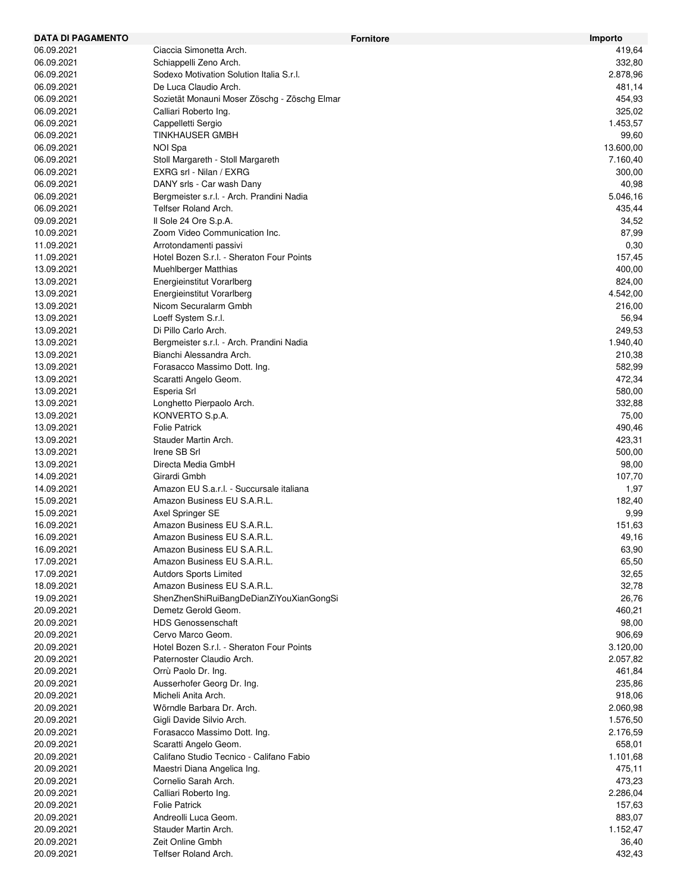| DATA DI PAGAMENTO | Fornitore | Importo |
|---|---|---|
| 06.09.2021 | Ciaccia Simonetta Arch. | 419,64 |
| 06.09.2021 | Schiappelli Zeno Arch. | 332,80 |
| 06.09.2021 | Sodexo Motivation Solution Italia S.r.l. | 2.878,96 |
| 06.09.2021 | De Luca Claudio Arch. | 481,14 |
| 06.09.2021 | Sozietät Monauni Moser Zöschg - Zöschg Elmar | 454,93 |
| 06.09.2021 | Calliari Roberto Ing. | 325,02 |
| 06.09.2021 | Cappelletti Sergio | 1.453,57 |
| 06.09.2021 | TINKHAUSER GMBH | 99,60 |
| 06.09.2021 | NOI Spa | 13.600,00 |
| 06.09.2021 | Stoll Margareth - Stoll Margareth | 7.160,40 |
| 06.09.2021 | EXRG srl - Nilan / EXRG | 300,00 |
| 06.09.2021 | DANY srls - Car wash Dany | 40,98 |
| 06.09.2021 | Bergmeister s.r.l. - Arch. Prandini Nadia | 5.046,16 |
| 06.09.2021 | Telfser Roland Arch. | 435,44 |
| 09.09.2021 | Il Sole 24 Ore S.p.A. | 34,52 |
| 10.09.2021 | Zoom Video Communication Inc. | 87,99 |
| 11.09.2021 | Arrotondamenti passivi | 0,30 |
| 11.09.2021 | Hotel Bozen S.r.l. - Sheraton Four Points | 157,45 |
| 13.09.2021 | Muehlberger Matthias | 400,00 |
| 13.09.2021 | Energieinstitut Vorarlberg | 824,00 |
| 13.09.2021 | Energieinstitut Vorarlberg | 4.542,00 |
| 13.09.2021 | Nicom Securalarm Gmbh | 216,00 |
| 13.09.2021 | Loeff System S.r.l. | 56,94 |
| 13.09.2021 | Di Pillo Carlo Arch. | 249,53 |
| 13.09.2021 | Bergmeister s.r.l. - Arch. Prandini Nadia | 1.940,40 |
| 13.09.2021 | Bianchi Alessandra Arch. | 210,38 |
| 13.09.2021 | Forasacco Massimo Dott. Ing. | 582,99 |
| 13.09.2021 | Scaratti Angelo Geom. | 472,34 |
| 13.09.2021 | Esperia Srl | 580,00 |
| 13.09.2021 | Longhetto Pierpaolo Arch. | 332,88 |
| 13.09.2021 | KONVERTO S.p.A. | 75,00 |
| 13.09.2021 | Folie Patrick | 490,46 |
| 13.09.2021 | Stauder Martin Arch. | 423,31 |
| 13.09.2021 | Irene SB Srl | 500,00 |
| 13.09.2021 | Directa Media GmbH | 98,00 |
| 14.09.2021 | Girardi Gmbh | 107,70 |
| 14.09.2021 | Amazon EU S.a.r.l. - Succursale italiana | 1,97 |
| 15.09.2021 | Amazon Business EU S.A.R.L. | 182,40 |
| 15.09.2021 | Axel Springer SE | 9,99 |
| 16.09.2021 | Amazon Business EU S.A.R.L. | 151,63 |
| 16.09.2021 | Amazon Business EU S.A.R.L. | 49,16 |
| 16.09.2021 | Amazon Business EU S.A.R.L. | 63,90 |
| 17.09.2021 | Amazon Business EU S.A.R.L. | 65,50 |
| 17.09.2021 | Autdors Sports Limited | 32,65 |
| 18.09.2021 | Amazon Business EU S.A.R.L. | 32,78 |
| 19.09.2021 | ShenZhenShiRuiBangDeDianZiYouXianGongSi | 26,76 |
| 20.09.2021 | Demetz Gerold Geom. | 460,21 |
| 20.09.2021 | HDS Genossenschaft | 98,00 |
| 20.09.2021 | Cervo Marco Geom. | 906,69 |
| 20.09.2021 | Hotel Bozen S.r.l. - Sheraton Four Points | 3.120,00 |
| 20.09.2021 | Paternoster Claudio Arch. | 2.057,82 |
| 20.09.2021 | Orrù Paolo Dr. Ing. | 461,84 |
| 20.09.2021 | Ausserhofer Georg Dr. Ing. | 235,86 |
| 20.09.2021 | Micheli Anita Arch. | 918,06 |
| 20.09.2021 | Wörndle Barbara Dr. Arch. | 2.060,98 |
| 20.09.2021 | Gigli Davide Silvio Arch. | 1.576,50 |
| 20.09.2021 | Forasacco Massimo Dott. Ing. | 2.176,59 |
| 20.09.2021 | Scaratti Angelo Geom. | 658,01 |
| 20.09.2021 | Califano Studio Tecnico - Califano Fabio | 1.101,68 |
| 20.09.2021 | Maestri Diana Angelica Ing. | 475,11 |
| 20.09.2021 | Cornelio Sarah Arch. | 473,23 |
| 20.09.2021 | Calliari Roberto Ing. | 2.286,04 |
| 20.09.2021 | Folie Patrick | 157,63 |
| 20.09.2021 | Andreolli Luca Geom. | 883,07 |
| 20.09.2021 | Stauder Martin Arch. | 1.152,47 |
| 20.09.2021 | Zeit Online Gmbh | 36,40 |
| 20.09.2021 | Telfser Roland Arch. | 432,43 |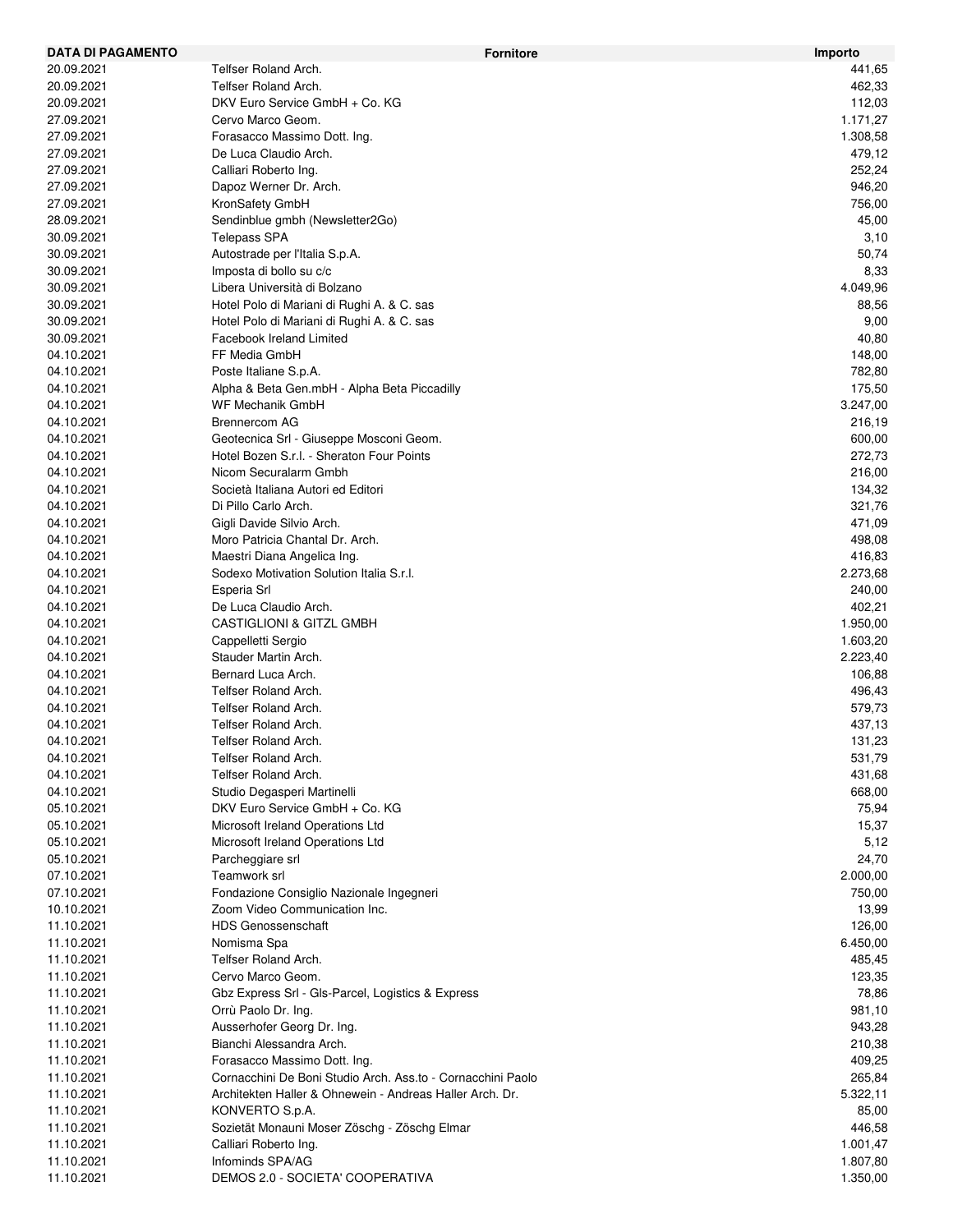| DATA DI PAGAMENTO | Fornitore | Importo |
|---|---|---|
| 20.09.2021 | Telfser Roland Arch. | 441,65 |
| 20.09.2021 | Telfser Roland Arch. | 462,33 |
| 20.09.2021 | DKV Euro Service GmbH + Co. KG | 112,03 |
| 27.09.2021 | Cervo Marco Geom. | 1.171,27 |
| 27.09.2021 | Forasacco Massimo Dott. Ing. | 1.308,58 |
| 27.09.2021 | De Luca Claudio Arch. | 479,12 |
| 27.09.2021 | Calliari Roberto Ing. | 252,24 |
| 27.09.2021 | Dapoz Werner Dr. Arch. | 946,20 |
| 27.09.2021 | KronSafety GmbH | 756,00 |
| 28.09.2021 | Sendinblue gmbh (Newsletter2Go) | 45,00 |
| 30.09.2021 | Telepass SPA | 3,10 |
| 30.09.2021 | Autostrade per l'Italia S.p.A. | 50,74 |
| 30.09.2021 | Imposta di bollo su c/c | 8,33 |
| 30.09.2021 | Libera Università di Bolzano | 4.049,96 |
| 30.09.2021 | Hotel Polo di Mariani di Rughi A. & C. sas | 88,56 |
| 30.09.2021 | Hotel Polo di Mariani di Rughi A. & C. sas | 9,00 |
| 30.09.2021 | Facebook Ireland Limited | 40,80 |
| 04.10.2021 | FF Media GmbH | 148,00 |
| 04.10.2021 | Poste Italiane S.p.A. | 782,80 |
| 04.10.2021 | Alpha & Beta Gen.mbH - Alpha Beta Piccadilly | 175,50 |
| 04.10.2021 | WF Mechanik GmbH | 3.247,00 |
| 04.10.2021 | Brennercom AG | 216,19 |
| 04.10.2021 | Geotecnica Srl - Giuseppe Mosconi Geom. | 600,00 |
| 04.10.2021 | Hotel Bozen S.r.l. - Sheraton Four Points | 272,73 |
| 04.10.2021 | Nicom Securalarm Gmbh | 216,00 |
| 04.10.2021 | Società Italiana Autori ed Editori | 134,32 |
| 04.10.2021 | Di Pillo Carlo Arch. | 321,76 |
| 04.10.2021 | Gigli Davide Silvio Arch. | 471,09 |
| 04.10.2021 | Moro Patricia Chantal Dr. Arch. | 498,08 |
| 04.10.2021 | Maestri Diana Angelica Ing. | 416,83 |
| 04.10.2021 | Sodexo Motivation Solution Italia S.r.l. | 2.273,68 |
| 04.10.2021 | Esperia Srl | 240,00 |
| 04.10.2021 | De Luca Claudio Arch. | 402,21 |
| 04.10.2021 | CASTIGLIONI & GITZL GMBH | 1.950,00 |
| 04.10.2021 | Cappelletti Sergio | 1.603,20 |
| 04.10.2021 | Stauder Martin Arch. | 2.223,40 |
| 04.10.2021 | Bernard Luca Arch. | 106,88 |
| 04.10.2021 | Telfser Roland Arch. | 496,43 |
| 04.10.2021 | Telfser Roland Arch. | 579,73 |
| 04.10.2021 | Telfser Roland Arch. | 437,13 |
| 04.10.2021 | Telfser Roland Arch. | 131,23 |
| 04.10.2021 | Telfser Roland Arch. | 531,79 |
| 04.10.2021 | Telfser Roland Arch. | 431,68 |
| 04.10.2021 | Studio Degasperi Martinelli | 668,00 |
| 05.10.2021 | DKV Euro Service GmbH + Co. KG | 75,94 |
| 05.10.2021 | Microsoft Ireland Operations Ltd | 15,37 |
| 05.10.2021 | Microsoft Ireland Operations Ltd | 5,12 |
| 05.10.2021 | Parcheggiare srl | 24,70 |
| 07.10.2021 | Teamwork srl | 2.000,00 |
| 07.10.2021 | Fondazione Consiglio Nazionale Ingegneri | 750,00 |
| 10.10.2021 | Zoom Video Communication Inc. | 13,99 |
| 11.10.2021 | HDS Genossenschaft | 126,00 |
| 11.10.2021 | Nomisma Spa | 6.450,00 |
| 11.10.2021 | Telfser Roland Arch. | 485,45 |
| 11.10.2021 | Cervo Marco Geom. | 123,35 |
| 11.10.2021 | Gbz Express Srl - Gls-Parcel, Logistics & Express | 78,86 |
| 11.10.2021 | Orrù Paolo Dr. Ing. | 981,10 |
| 11.10.2021 | Ausserhofer Georg Dr. Ing. | 943,28 |
| 11.10.2021 | Bianchi Alessandra Arch. | 210,38 |
| 11.10.2021 | Forasacco Massimo Dott. Ing. | 409,25 |
| 11.10.2021 | Cornacchini De Boni Studio Arch. Ass.to - Cornacchini Paolo | 265,84 |
| 11.10.2021 | Architekten Haller & Ohnewein - Andreas Haller Arch. Dr. | 5.322,11 |
| 11.10.2021 | KONVERTO S.p.A. | 85,00 |
| 11.10.2021 | Sozietät Monauni Moser Zöschg - Zöschg Elmar | 446,58 |
| 11.10.2021 | Calliari Roberto Ing. | 1.001,47 |
| 11.10.2021 | Infominds SPA/AG | 1.807,80 |
| 11.10.2021 | DEMOS 2.0 - SOCIETA' COOPERATIVA | 1.350,00 |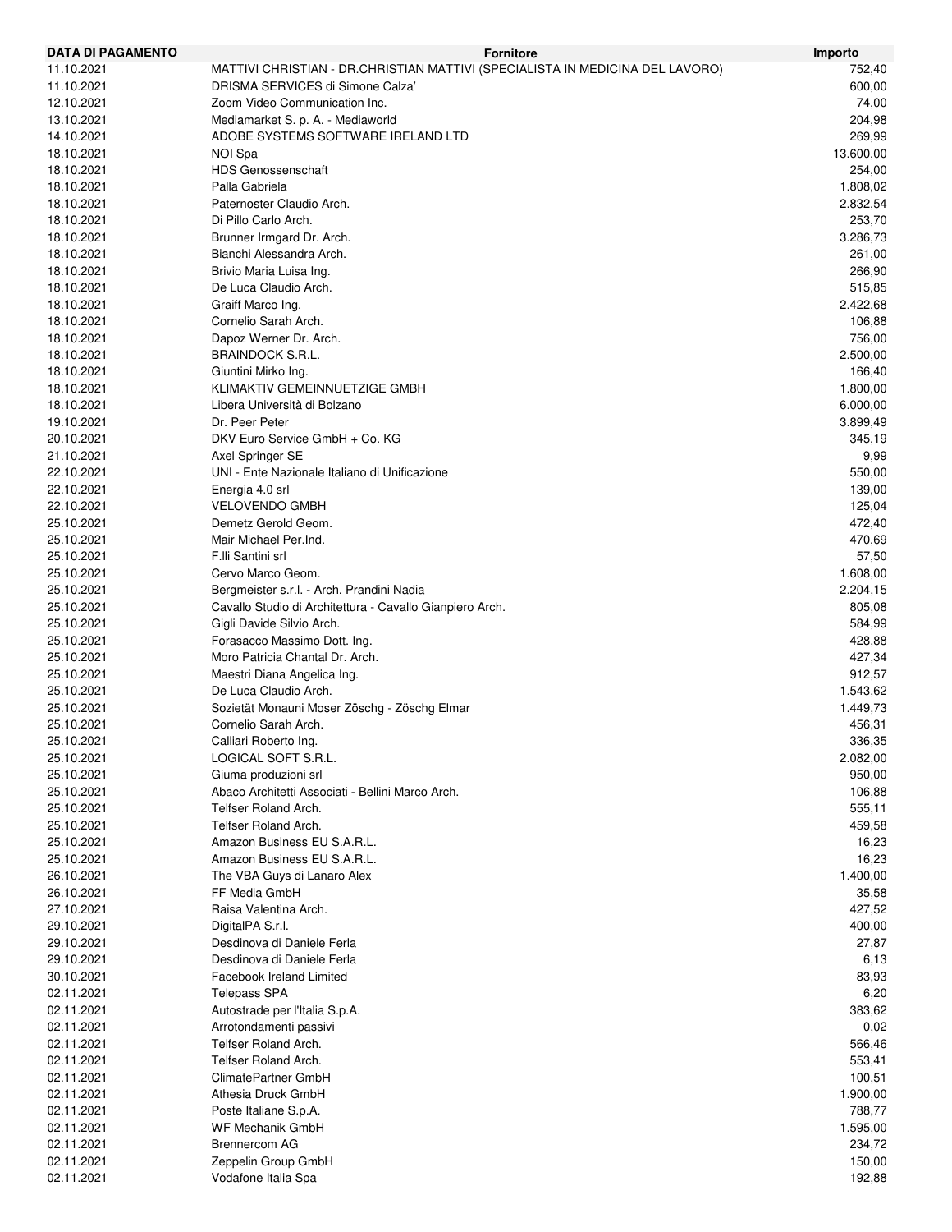| DATA DI PAGAMENTO | Fornitore | Importo |
| --- | --- | --- |
| 11.10.2021 | MATTIVI CHRISTIAN - DR.CHRISTIAN MATTIVI (SPECIALISTA IN MEDICINA DEL LAVORO) | 752,40 |
| 11.10.2021 | DRISMA SERVICES di Simone Calza' | 600,00 |
| 12.10.2021 | Zoom Video Communication Inc. | 74,00 |
| 13.10.2021 | Mediamarket S. p. A. - Mediaworld | 204,98 |
| 14.10.2021 | ADOBE SYSTEMS SOFTWARE IRELAND LTD | 269,99 |
| 18.10.2021 | NOI Spa | 13.600,00 |
| 18.10.2021 | HDS Genossenschaft | 254,00 |
| 18.10.2021 | Palla Gabriela | 1.808,02 |
| 18.10.2021 | Paternoster Claudio Arch. | 2.832,54 |
| 18.10.2021 | Di Pillo Carlo Arch. | 253,70 |
| 18.10.2021 | Brunner Irmgard Dr. Arch. | 3.286,73 |
| 18.10.2021 | Bianchi Alessandra Arch. | 261,00 |
| 18.10.2021 | Brivio Maria Luisa Ing. | 266,90 |
| 18.10.2021 | De Luca Claudio Arch. | 515,85 |
| 18.10.2021 | Graiff Marco Ing. | 2.422,68 |
| 18.10.2021 | Cornelio Sarah Arch. | 106,88 |
| 18.10.2021 | Dapoz Werner Dr. Arch. | 756,00 |
| 18.10.2021 | BRAINDOCK S.R.L. | 2.500,00 |
| 18.10.2021 | Giuntini Mirko Ing. | 166,40 |
| 18.10.2021 | KLIMAKTIV GEMEINNUETZIGE GMBH | 1.800,00 |
| 18.10.2021 | Libera Università di Bolzano | 6.000,00 |
| 19.10.2021 | Dr. Peer Peter | 3.899,49 |
| 20.10.2021 | DKV Euro Service GmbH + Co. KG | 345,19 |
| 21.10.2021 | Axel Springer SE | 9,99 |
| 22.10.2021 | UNI - Ente Nazionale Italiano di Unificazione | 550,00 |
| 22.10.2021 | Energia 4.0 srl | 139,00 |
| 22.10.2021 | VELOVENDO GMBH | 125,04 |
| 25.10.2021 | Demetz Gerold Geom. | 472,40 |
| 25.10.2021 | Mair Michael Per.Ind. | 470,69 |
| 25.10.2021 | F.lli Santini srl | 57,50 |
| 25.10.2021 | Cervo Marco Geom. | 1.608,00 |
| 25.10.2021 | Bergmeister s.r.l. - Arch. Prandini Nadia | 2.204,15 |
| 25.10.2021 | Cavallo Studio di Architettura - Cavallo Gianpiero Arch. | 805,08 |
| 25.10.2021 | Gigli Davide Silvio Arch. | 584,99 |
| 25.10.2021 | Forasacco Massimo Dott. Ing. | 428,88 |
| 25.10.2021 | Moro Patricia Chantal Dr. Arch. | 427,34 |
| 25.10.2021 | Maestri Diana Angelica Ing. | 912,57 |
| 25.10.2021 | De Luca Claudio Arch. | 1.543,62 |
| 25.10.2021 | Sozietät Monauni Moser Zöschg - Zöschg Elmar | 1.449,73 |
| 25.10.2021 | Cornelio Sarah Arch. | 456,31 |
| 25.10.2021 | Calliari Roberto Ing. | 336,35 |
| 25.10.2021 | LOGICAL SOFT S.R.L. | 2.082,00 |
| 25.10.2021 | Giuma produzioni srl | 950,00 |
| 25.10.2021 | Abaco Architetti Associati - Bellini Marco Arch. | 106,88 |
| 25.10.2021 | Telfser Roland Arch. | 555,11 |
| 25.10.2021 | Telfser Roland Arch. | 459,58 |
| 25.10.2021 | Amazon Business EU S.A.R.L. | 16,23 |
| 25.10.2021 | Amazon Business EU S.A.R.L. | 16,23 |
| 26.10.2021 | The VBA Guys di Lanaro Alex | 1.400,00 |
| 26.10.2021 | FF Media GmbH | 35,58 |
| 27.10.2021 | Raisa Valentina Arch. | 427,52 |
| 29.10.2021 | DigitalPA S.r.l. | 400,00 |
| 29.10.2021 | Desdinova di Daniele Ferla | 27,87 |
| 29.10.2021 | Desdinova di Daniele Ferla | 6,13 |
| 30.10.2021 | Facebook Ireland Limited | 83,93 |
| 02.11.2021 | Telepass SPA | 6,20 |
| 02.11.2021 | Autostrade per l'Italia S.p.A. | 383,62 |
| 02.11.2021 | Arrotondamenti passivi | 0,02 |
| 02.11.2021 | Telfser Roland Arch. | 566,46 |
| 02.11.2021 | Telfser Roland Arch. | 553,41 |
| 02.11.2021 | ClimatePartner GmbH | 100,51 |
| 02.11.2021 | Athesia Druck GmbH | 1.900,00 |
| 02.11.2021 | Poste Italiane S.p.A. | 788,77 |
| 02.11.2021 | WF Mechanik GmbH | 1.595,00 |
| 02.11.2021 | Brennercom AG | 234,72 |
| 02.11.2021 | Zeppelin Group GmbH | 150,00 |
| 02.11.2021 | Vodafone Italia Spa | 192,88 |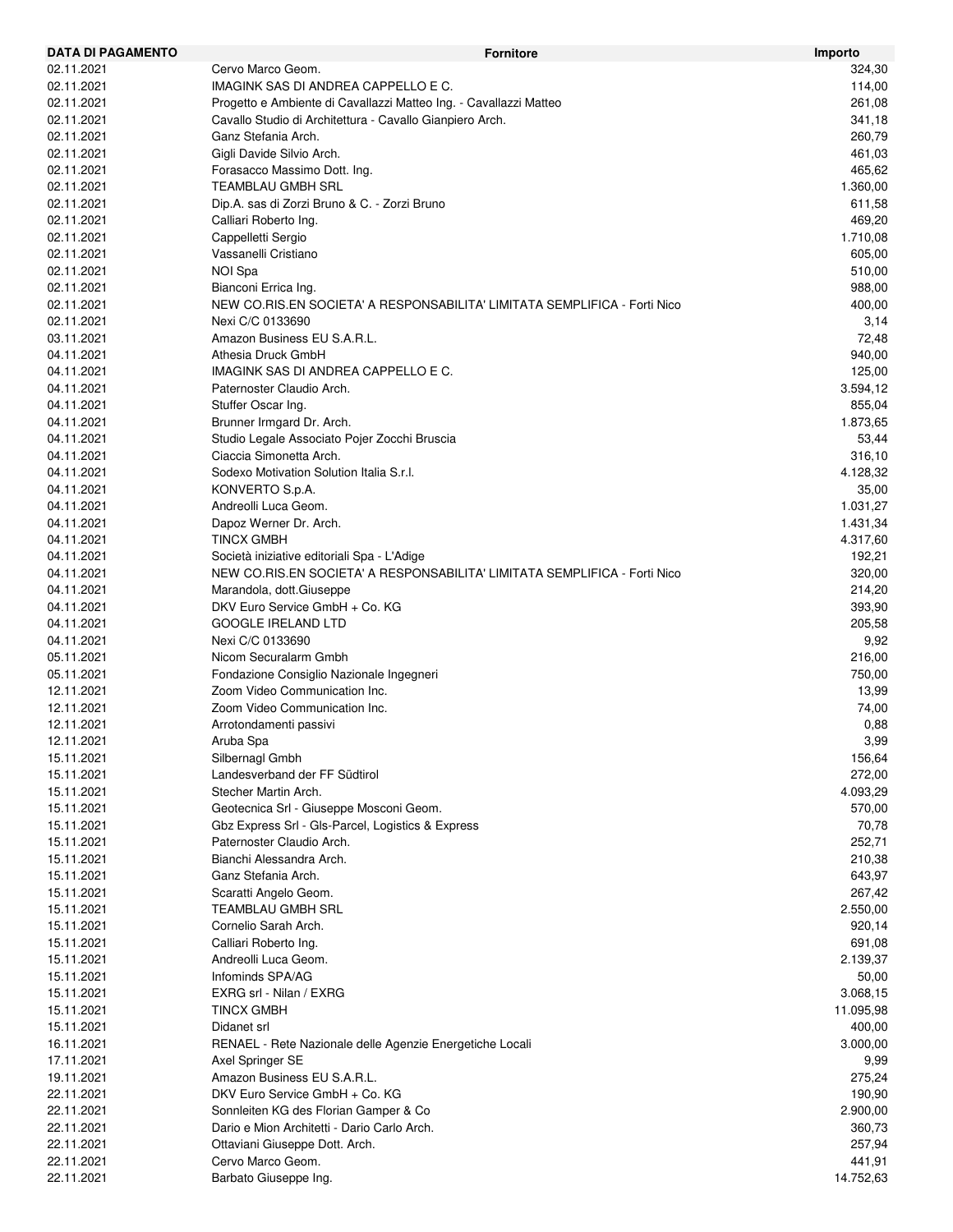| DATA DI PAGAMENTO | Fornitore | Importo |
|---|---|---|
| 02.11.2021 | Cervo Marco Geom. | 324,30 |
| 02.11.2021 | IMAGINK SAS DI ANDREA CAPPELLO E C. | 114,00 |
| 02.11.2021 | Progetto e Ambiente di Cavallazzi Matteo Ing. - Cavallazzi Matteo | 261,08 |
| 02.11.2021 | Cavallo Studio di Architettura - Cavallo Gianpiero Arch. | 341,18 |
| 02.11.2021 | Ganz Stefania Arch. | 260,79 |
| 02.11.2021 | Gigli Davide Silvio Arch. | 461,03 |
| 02.11.2021 | Forasacco Massimo Dott. Ing. | 465,62 |
| 02.11.2021 | TEAMBLAU GMBH SRL | 1.360,00 |
| 02.11.2021 | Dip.A. sas di Zorzi Bruno & C. - Zorzi Bruno | 611,58 |
| 02.11.2021 | Calliari Roberto Ing. | 469,20 |
| 02.11.2021 | Cappelletti Sergio | 1.710,08 |
| 02.11.2021 | Vassanelli Cristiano | 605,00 |
| 02.11.2021 | NOI Spa | 510,00 |
| 02.11.2021 | Bianconi Errica Ing. | 988,00 |
| 02.11.2021 | NEW CO.RIS.EN SOCIETA' A RESPONSABILITA' LIMITATA SEMPLIFICA - Forti Nico | 400,00 |
| 02.11.2021 | Nexi C/C 0133690 | 3,14 |
| 03.11.2021 | Amazon Business EU S.A.R.L. | 72,48 |
| 04.11.2021 | Athesia Druck GmbH | 940,00 |
| 04.11.2021 | IMAGINK SAS DI ANDREA CAPPELLO E C. | 125,00 |
| 04.11.2021 | Paternoster Claudio Arch. | 3.594,12 |
| 04.11.2021 | Stuffer Oscar Ing. | 855,04 |
| 04.11.2021 | Brunner Irmgard Dr. Arch. | 1.873,65 |
| 04.11.2021 | Studio Legale Associato Pojer Zocchi Bruscia | 53,44 |
| 04.11.2021 | Ciaccia Simonetta Arch. | 316,10 |
| 04.11.2021 | Sodexo Motivation Solution Italia S.r.l. | 4.128,32 |
| 04.11.2021 | KONVERTO S.p.A. | 35,00 |
| 04.11.2021 | Andreolli Luca Geom. | 1.031,27 |
| 04.11.2021 | Dapoz Werner Dr. Arch. | 1.431,34 |
| 04.11.2021 | TINCX GMBH | 4.317,60 |
| 04.11.2021 | Società iniziative editoriali Spa - L'Adige | 192,21 |
| 04.11.2021 | NEW CO.RIS.EN SOCIETA' A RESPONSABILITA' LIMITATA SEMPLIFICA - Forti Nico | 320,00 |
| 04.11.2021 | Marandola, dott.Giuseppe | 214,20 |
| 04.11.2021 | DKV Euro Service GmbH + Co. KG | 393,90 |
| 04.11.2021 | GOOGLE IRELAND LTD | 205,58 |
| 04.11.2021 | Nexi C/C 0133690 | 9,92 |
| 05.11.2021 | Nicom Securalarm Gmbh | 216,00 |
| 05.11.2021 | Fondazione Consiglio Nazionale Ingegneri | 750,00 |
| 12.11.2021 | Zoom Video Communication Inc. | 13,99 |
| 12.11.2021 | Zoom Video Communication Inc. | 74,00 |
| 12.11.2021 | Arrotondamenti passivi | 0,88 |
| 12.11.2021 | Aruba Spa | 3,99 |
| 15.11.2021 | Silbernagl Gmbh | 156,64 |
| 15.11.2021 | Landesverband der FF Südtirol | 272,00 |
| 15.11.2021 | Stecher Martin Arch. | 4.093,29 |
| 15.11.2021 | Geotecnica Srl - Giuseppe Mosconi Geom. | 570,00 |
| 15.11.2021 | Gbz Express Srl - Gls-Parcel, Logistics & Express | 70,78 |
| 15.11.2021 | Paternoster Claudio Arch. | 252,71 |
| 15.11.2021 | Bianchi Alessandra Arch. | 210,38 |
| 15.11.2021 | Ganz Stefania Arch. | 643,97 |
| 15.11.2021 | Scaratti Angelo Geom. | 267,42 |
| 15.11.2021 | TEAMBLAU GMBH SRL | 2.550,00 |
| 15.11.2021 | Cornelio Sarah Arch. | 920,14 |
| 15.11.2021 | Calliari Roberto Ing. | 691,08 |
| 15.11.2021 | Andreolli Luca Geom. | 2.139,37 |
| 15.11.2021 | Infominds SPA/AG | 50,00 |
| 15.11.2021 | EXRG srl - Nilan / EXRG | 3.068,15 |
| 15.11.2021 | TINCX GMBH | 11.095,98 |
| 15.11.2021 | Didanet srl | 400,00 |
| 16.11.2021 | RENAEL - Rete Nazionale delle Agenzie Energetiche Locali | 3.000,00 |
| 17.11.2021 | Axel Springer SE | 9,99 |
| 19.11.2021 | Amazon Business EU S.A.R.L. | 275,24 |
| 22.11.2021 | DKV Euro Service GmbH + Co. KG | 190,90 |
| 22.11.2021 | Sonnleiten KG des Florian Gamper & Co | 2.900,00 |
| 22.11.2021 | Dario e Mion Architetti - Dario Carlo Arch. | 360,73 |
| 22.11.2021 | Ottaviani Giuseppe Dott. Arch. | 257,94 |
| 22.11.2021 | Cervo Marco Geom. | 441,91 |
| 22.11.2021 | Barbato Giuseppe Ing. | 14.752,63 |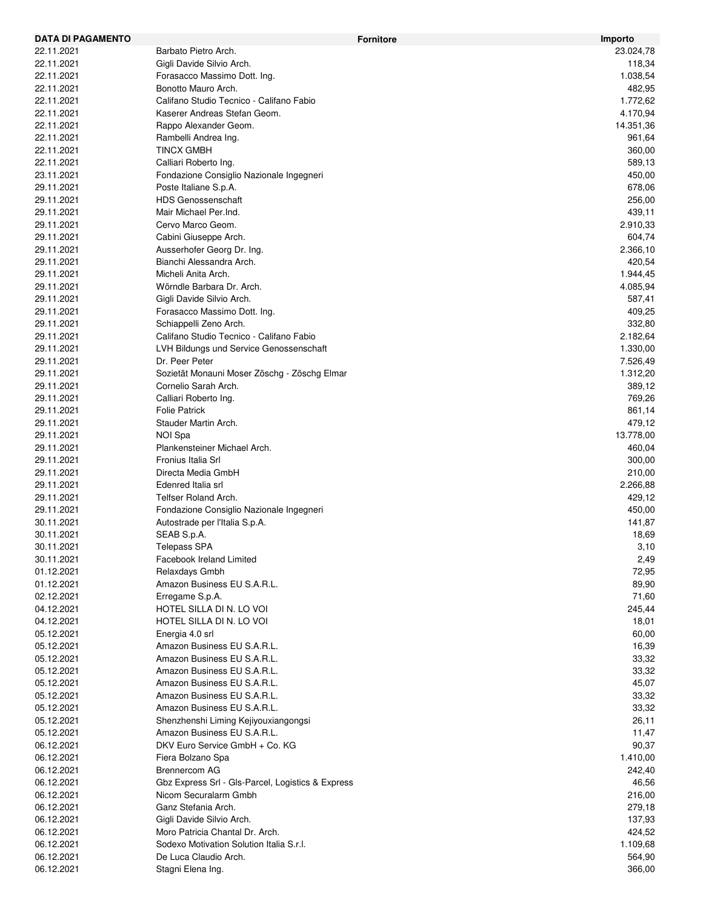| DATA DI PAGAMENTO | Fornitore | Importo |
|---|---|---|
| 22.11.2021 | Barbato Pietro Arch. | 23.024,78 |
| 22.11.2021 | Gigli Davide Silvio Arch. | 118,34 |
| 22.11.2021 | Forasacco Massimo Dott. Ing. | 1.038,54 |
| 22.11.2021 | Bonotto Mauro Arch. | 482,95 |
| 22.11.2021 | Califano Studio Tecnico - Califano Fabio | 1.772,62 |
| 22.11.2021 | Kaserer Andreas Stefan Geom. | 4.170,94 |
| 22.11.2021 | Rappo Alexander Geom. | 14.351,36 |
| 22.11.2021 | Rambelli Andrea Ing. | 961,64 |
| 22.11.2021 | TINCX GMBH | 360,00 |
| 22.11.2021 | Calliari Roberto Ing. | 589,13 |
| 23.11.2021 | Fondazione Consiglio Nazionale Ingegneri | 450,00 |
| 29.11.2021 | Poste Italiane S.p.A. | 678,06 |
| 29.11.2021 | HDS Genossenschaft | 256,00 |
| 29.11.2021 | Mair Michael Per.Ind. | 439,11 |
| 29.11.2021 | Cervo Marco Geom. | 2.910,33 |
| 29.11.2021 | Cabini Giuseppe Arch. | 604,74 |
| 29.11.2021 | Ausserhofer Georg Dr. Ing. | 2.366,10 |
| 29.11.2021 | Bianchi Alessandra Arch. | 420,54 |
| 29.11.2021 | Micheli Anita Arch. | 1.944,45 |
| 29.11.2021 | Wörndle Barbara Dr. Arch. | 4.085,94 |
| 29.11.2021 | Gigli Davide Silvio Arch. | 587,41 |
| 29.11.2021 | Forasacco Massimo Dott. Ing. | 409,25 |
| 29.11.2021 | Schiappelli Zeno Arch. | 332,80 |
| 29.11.2021 | Califano Studio Tecnico - Califano Fabio | 2.182,64 |
| 29.11.2021 | LVH Bildungs und Service Genossenschaft | 1.330,00 |
| 29.11.2021 | Dr. Peer Peter | 7.526,49 |
| 29.11.2021 | Sozietät Monauni Moser Zöschg - Zöschg Elmar | 1.312,20 |
| 29.11.2021 | Cornelio Sarah Arch. | 389,12 |
| 29.11.2021 | Calliari Roberto Ing. | 769,26 |
| 29.11.2021 | Folie Patrick | 861,14 |
| 29.11.2021 | Stauder Martin Arch. | 479,12 |
| 29.11.2021 | NOI Spa | 13.778,00 |
| 29.11.2021 | Plankensteiner Michael Arch. | 460,04 |
| 29.11.2021 | Fronius Italia Srl | 300,00 |
| 29.11.2021 | Directa Media GmbH | 210,00 |
| 29.11.2021 | Edenred Italia srl | 2.266,88 |
| 29.11.2021 | Telfser Roland Arch. | 429,12 |
| 29.11.2021 | Fondazione Consiglio Nazionale Ingegneri | 450,00 |
| 30.11.2021 | Autostrade per l'Italia S.p.A. | 141,87 |
| 30.11.2021 | SEAB S.p.A. | 18,69 |
| 30.11.2021 | Telepass SPA | 3,10 |
| 30.11.2021 | Facebook Ireland Limited | 2,49 |
| 01.12.2021 | Relaxdays Gmbh | 72,95 |
| 01.12.2021 | Amazon Business EU S.A.R.L. | 89,90 |
| 02.12.2021 | Erregame S.p.A. | 71,60 |
| 04.12.2021 | HOTEL SILLA DI N. LO VOI | 245,44 |
| 04.12.2021 | HOTEL SILLA DI N. LO VOI | 18,01 |
| 05.12.2021 | Energia 4.0 srl | 60,00 |
| 05.12.2021 | Amazon Business EU S.A.R.L. | 16,39 |
| 05.12.2021 | Amazon Business EU S.A.R.L. | 33,32 |
| 05.12.2021 | Amazon Business EU S.A.R.L. | 33,32 |
| 05.12.2021 | Amazon Business EU S.A.R.L. | 45,07 |
| 05.12.2021 | Amazon Business EU S.A.R.L. | 33,32 |
| 05.12.2021 | Amazon Business EU S.A.R.L. | 33,32 |
| 05.12.2021 | Shenzhenshi Liming Kejiyouxiangongsi | 26,11 |
| 05.12.2021 | Amazon Business EU S.A.R.L. | 11,47 |
| 06.12.2021 | DKV Euro Service GmbH + Co. KG | 90,37 |
| 06.12.2021 | Fiera Bolzano Spa | 1.410,00 |
| 06.12.2021 | Brennercom AG | 242,40 |
| 06.12.2021 | Gbz Express Srl - Gls-Parcel, Logistics & Express | 46,56 |
| 06.12.2021 | Nicom Securalarm Gmbh | 216,00 |
| 06.12.2021 | Ganz Stefania Arch. | 279,18 |
| 06.12.2021 | Gigli Davide Silvio Arch. | 137,93 |
| 06.12.2021 | Moro Patricia Chantal Dr. Arch. | 424,52 |
| 06.12.2021 | Sodexo Motivation Solution Italia S.r.l. | 1.109,68 |
| 06.12.2021 | De Luca Claudio Arch. | 564,90 |
| 06.12.2021 | Stagni Elena Ing. | 366,00 |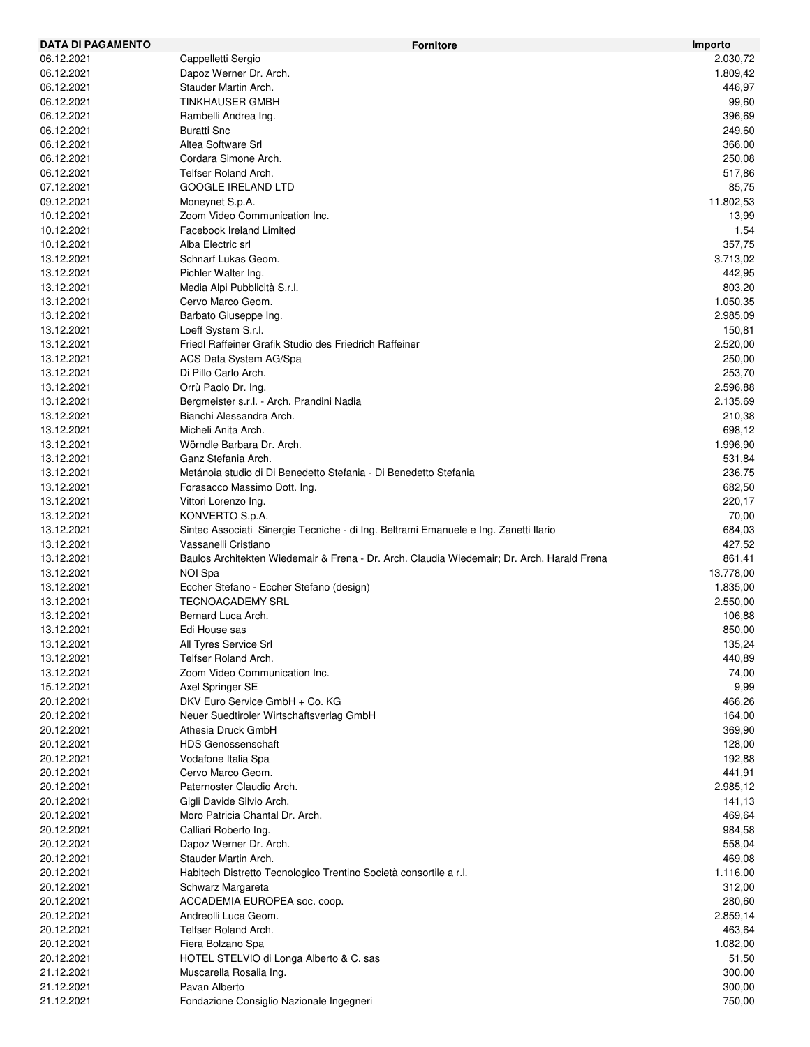| DATA DI PAGAMENTO | Fornitore | Importo |
|---|---|---|
| 06.12.2021 | Cappelletti Sergio | 2.030,72 |
| 06.12.2021 | Dapoz Werner Dr. Arch. | 1.809,42 |
| 06.12.2021 | Stauder Martin Arch. | 446,97 |
| 06.12.2021 | TINKHAUSER GMBH | 99,60 |
| 06.12.2021 | Rambelli Andrea Ing. | 396,69 |
| 06.12.2021 | Buratti Snc | 249,60 |
| 06.12.2021 | Altea Software Srl | 366,00 |
| 06.12.2021 | Cordara Simone Arch. | 250,08 |
| 06.12.2021 | Telfser Roland Arch. | 517,86 |
| 07.12.2021 | GOOGLE IRELAND LTD | 85,75 |
| 09.12.2021 | Moneynet S.p.A. | 11.802,53 |
| 10.12.2021 | Zoom Video Communication Inc. | 13,99 |
| 10.12.2021 | Facebook Ireland Limited | 1,54 |
| 10.12.2021 | Alba Electric srl | 357,75 |
| 13.12.2021 | Schnarf Lukas Geom. | 3.713,02 |
| 13.12.2021 | Pichler Walter Ing. | 442,95 |
| 13.12.2021 | Media Alpi Pubblicità S.r.l. | 803,20 |
| 13.12.2021 | Cervo Marco Geom. | 1.050,35 |
| 13.12.2021 | Barbato Giuseppe Ing. | 2.985,09 |
| 13.12.2021 | Loeff System S.r.l. | 150,81 |
| 13.12.2021 | Friedl Raffeiner Grafik Studio des Friedrich Raffeiner | 2.520,00 |
| 13.12.2021 | ACS Data System AG/Spa | 250,00 |
| 13.12.2021 | Di Pillo Carlo Arch. | 253,70 |
| 13.12.2021 | Orrù Paolo Dr. Ing. | 2.596,88 |
| 13.12.2021 | Bergmeister s.r.l. - Arch. Prandini Nadia | 2.135,69 |
| 13.12.2021 | Bianchi Alessandra Arch. | 210,38 |
| 13.12.2021 | Micheli Anita Arch. | 698,12 |
| 13.12.2021 | Wörndle Barbara Dr. Arch. | 1.996,90 |
| 13.12.2021 | Ganz Stefania Arch. | 531,84 |
| 13.12.2021 | Metánoia studio di Di Benedetto Stefania - Di Benedetto Stefania | 236,75 |
| 13.12.2021 | Forasacco Massimo Dott. Ing. | 682,50 |
| 13.12.2021 | Vittori Lorenzo Ing. | 220,17 |
| 13.12.2021 | KONVERTO S.p.A. | 70,00 |
| 13.12.2021 | Sintec Associati Sinergie Tecniche - di Ing. Beltrami Emanuele e Ing. Zanetti Ilario | 684,03 |
| 13.12.2021 | Vassanelli Cristiano | 427,52 |
| 13.12.2021 | Baulos Architekten Wiedemair & Frena - Dr. Arch. Claudia Wiedemair; Dr. Arch. Harald Frena | 861,41 |
| 13.12.2021 | NOI Spa | 13.778,00 |
| 13.12.2021 | Eccher Stefano - Eccher Stefano (design) | 1.835,00 |
| 13.12.2021 | TECNOACADEMY SRL | 2.550,00 |
| 13.12.2021 | Bernard Luca Arch. | 106,88 |
| 13.12.2021 | Edi House sas | 850,00 |
| 13.12.2021 | All Tyres Service Srl | 135,24 |
| 13.12.2021 | Telfser Roland Arch. | 440,89 |
| 13.12.2021 | Zoom Video Communication Inc. | 74,00 |
| 15.12.2021 | Axel Springer SE | 9,99 |
| 20.12.2021 | DKV Euro Service GmbH + Co. KG | 466,26 |
| 20.12.2021 | Neuer Suedtiroler Wirtschaftsverlag GmbH | 164,00 |
| 20.12.2021 | Athesia Druck GmbH | 369,90 |
| 20.12.2021 | HDS Genossenschaft | 128,00 |
| 20.12.2021 | Vodafone Italia Spa | 192,88 |
| 20.12.2021 | Cervo Marco Geom. | 441,91 |
| 20.12.2021 | Paternoster Claudio Arch. | 2.985,12 |
| 20.12.2021 | Gigli Davide Silvio Arch. | 141,13 |
| 20.12.2021 | Moro Patricia Chantal Dr. Arch. | 469,64 |
| 20.12.2021 | Calliari Roberto Ing. | 984,58 |
| 20.12.2021 | Dapoz Werner Dr. Arch. | 558,04 |
| 20.12.2021 | Stauder Martin Arch. | 469,08 |
| 20.12.2021 | Habitech Distretto Tecnologico Trentino Società consortile a r.l. | 1.116,00 |
| 20.12.2021 | Schwarz Margareta | 312,00 |
| 20.12.2021 | ACCADEMIA EUROPEA soc. coop. | 280,60 |
| 20.12.2021 | Andreolli Luca Geom. | 2.859,14 |
| 20.12.2021 | Telfser Roland Arch. | 463,64 |
| 20.12.2021 | Fiera Bolzano Spa | 1.082,00 |
| 20.12.2021 | HOTEL STELVIO di Longa Alberto & C. sas | 51,50 |
| 21.12.2021 | Muscarella Rosalia Ing. | 300,00 |
| 21.12.2021 | Pavan Alberto | 300,00 |
| 21.12.2021 | Fondazione Consiglio Nazionale Ingegneri | 750,00 |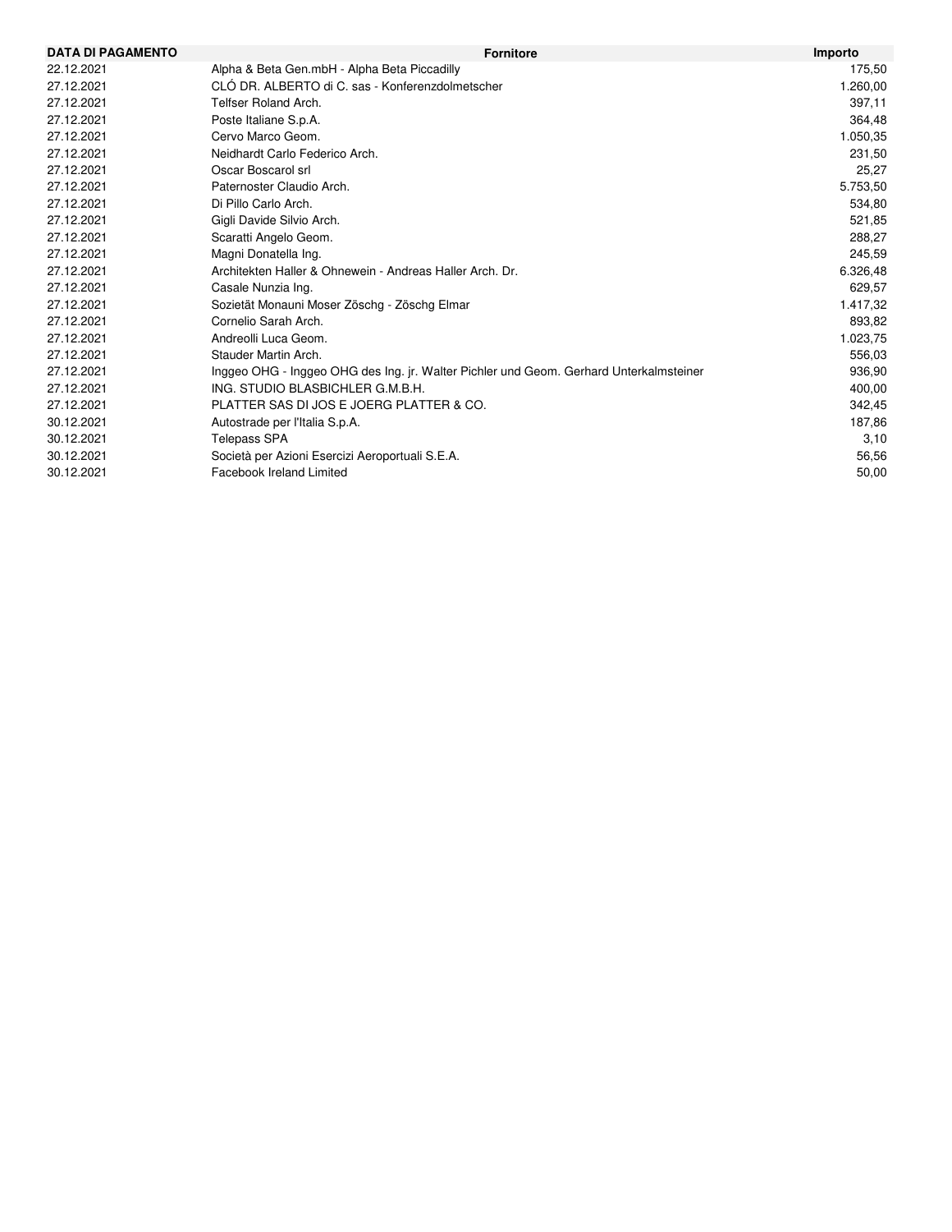| DATA DI PAGAMENTO | Fornitore | Importo |
| --- | --- | --- |
| 22.12.2021 | Alpha & Beta Gen.mbH - Alpha Beta Piccadilly | 175,50 |
| 27.12.2021 | CLÓ DR. ALBERTO di C. sas - Konferenzdolmetscher | 1.260,00 |
| 27.12.2021 | Telfser Roland Arch. | 397,11 |
| 27.12.2021 | Poste Italiane S.p.A. | 364,48 |
| 27.12.2021 | Cervo Marco Geom. | 1.050,35 |
| 27.12.2021 | Neidhardt Carlo Federico Arch. | 231,50 |
| 27.12.2021 | Oscar Boscarol srl | 25,27 |
| 27.12.2021 | Paternoster Claudio Arch. | 5.753,50 |
| 27.12.2021 | Di Pillo Carlo Arch. | 534,80 |
| 27.12.2021 | Gigli Davide Silvio Arch. | 521,85 |
| 27.12.2021 | Scaratti Angelo Geom. | 288,27 |
| 27.12.2021 | Magni Donatella Ing. | 245,59 |
| 27.12.2021 | Architekten Haller & Ohnewein - Andreas Haller Arch. Dr. | 6.326,48 |
| 27.12.2021 | Casale Nunzia Ing. | 629,57 |
| 27.12.2021 | Sozietät Monauni Moser Zöschg - Zöschg Elmar | 1.417,32 |
| 27.12.2021 | Cornelio Sarah Arch. | 893,82 |
| 27.12.2021 | Andreolli Luca Geom. | 1.023,75 |
| 27.12.2021 | Stauder Martin Arch. | 556,03 |
| 27.12.2021 | Inggeo OHG - Inggeo OHG des Ing. jr. Walter Pichler und Geom. Gerhard Unterkalmsteiner | 936,90 |
| 27.12.2021 | ING. STUDIO BLASBICHLER G.M.B.H. | 400,00 |
| 27.12.2021 | PLATTER SAS DI JOS E JOERG PLATTER & CO. | 342,45 |
| 30.12.2021 | Autostrade per l'Italia S.p.A. | 187,86 |
| 30.12.2021 | Telepass SPA | 3,10 |
| 30.12.2021 | Società per Azioni Esercizi Aeroportuali S.E.A. | 56,56 |
| 30.12.2021 | Facebook Ireland Limited | 50,00 |